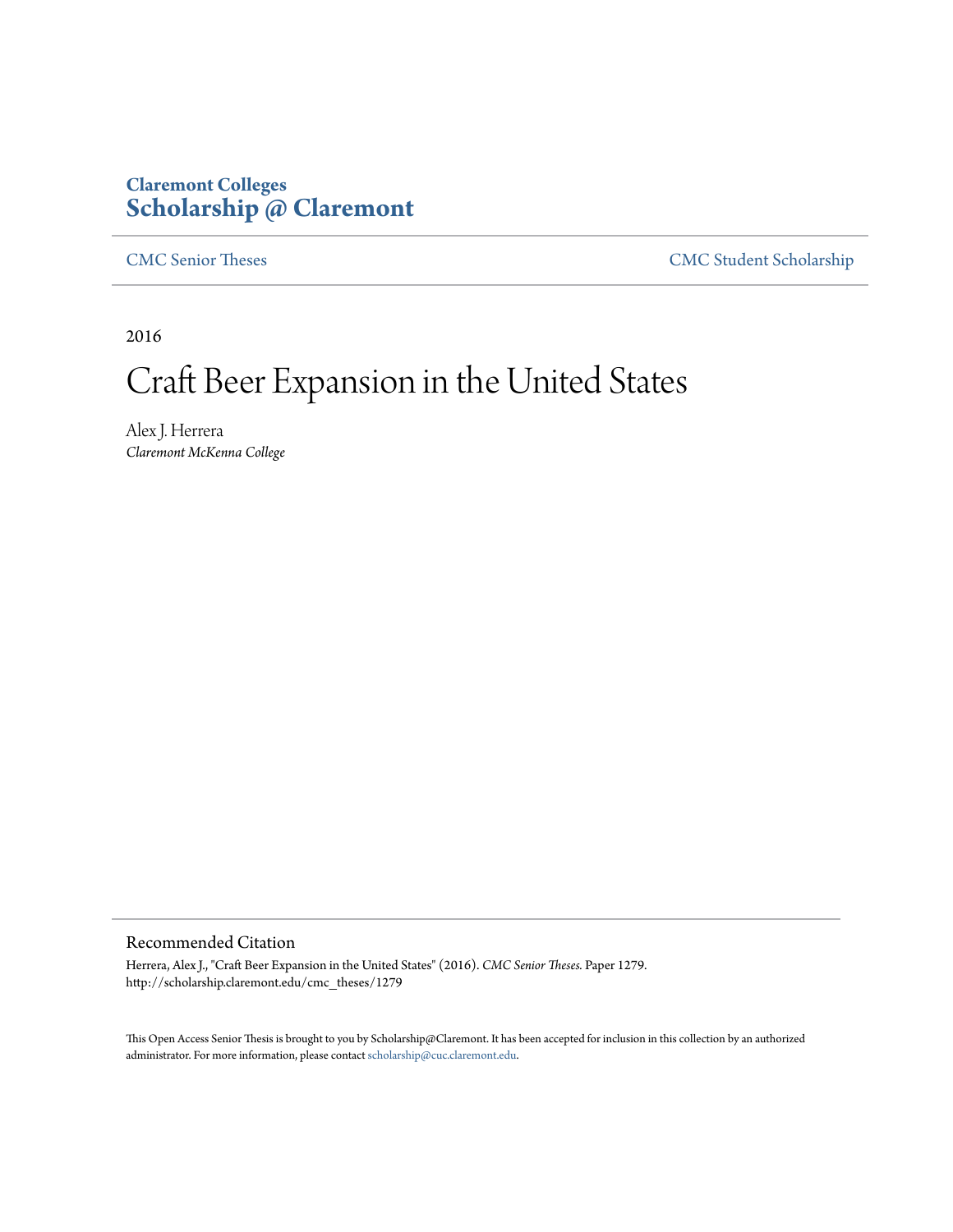**Claremont Colleges**
**Scholarship @ Claremont**

CMC Senior Theses | CMC Student Scholarship

2016

# Craft Beer Expansion in the United States

Alex J. Herrera
*Claremont McKenna College*

## Recommended Citation

Herrera, Alex J., "Craft Beer Expansion in the United States" (2016). *CMC Senior Theses.* Paper 1279.
http://scholarship.claremont.edu/cmc_theses/1279

This Open Access Senior Thesis is brought to you by Scholarship@Claremont. It has been accepted for inclusion in this collection by an authorized administrator. For more information, please contact scholarship@cuc.claremont.edu.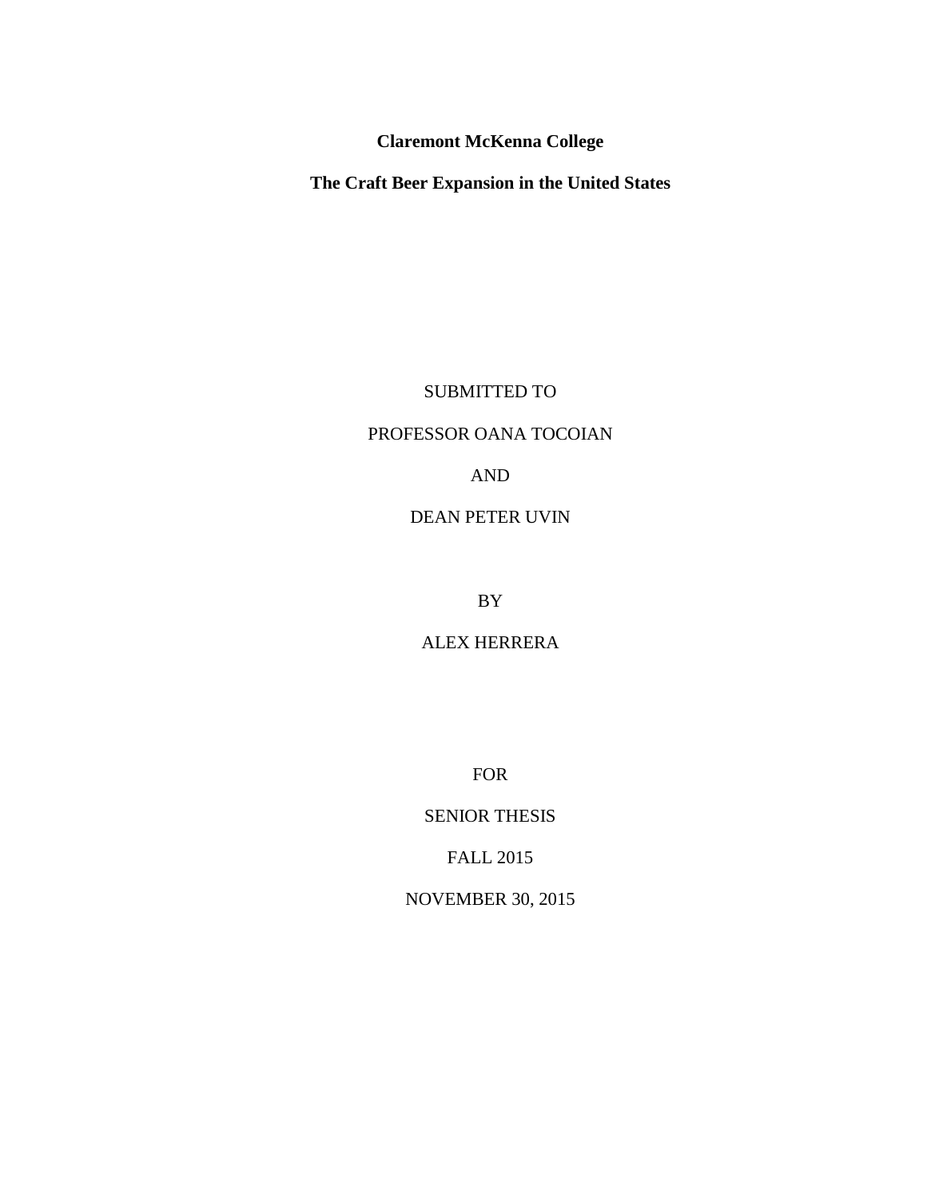**Claremont McKenna College**

**The Craft Beer Expansion in the United States**

SUBMITTED TO

PROFESSOR OANA TOCOIAN

AND

DEAN PETER UVIN

BY

ALEX HERRERA

FOR

SENIOR THESIS

FALL 2015

NOVEMBER 30, 2015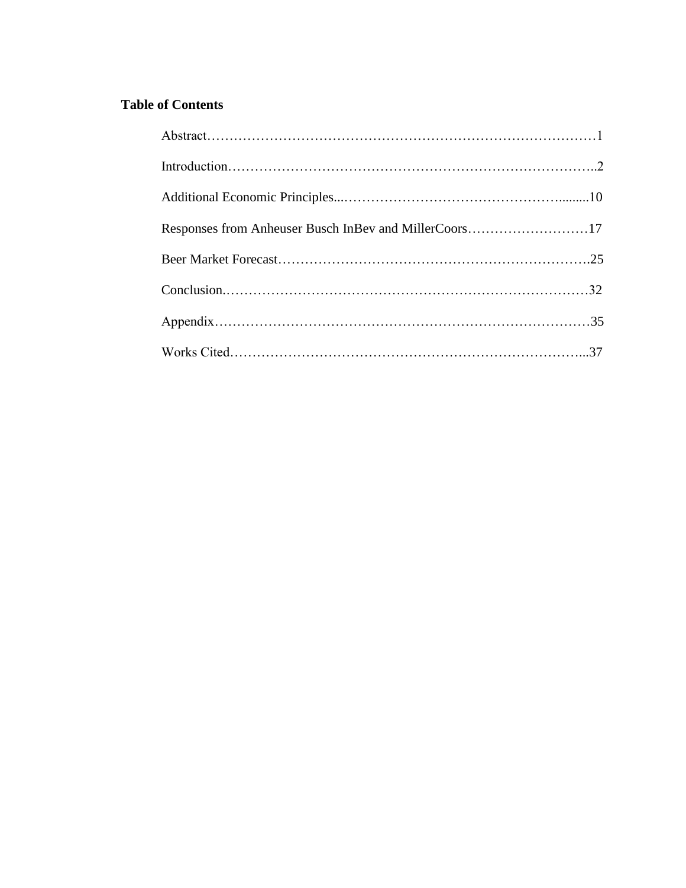**Table of Contents**

Abstract……………………………………………………………………………1

Introduction…………………………………………………………………….2

Additional Economic Principles...………………………………………….........10

Responses from Anheuser Busch InBev and MillerCoors………………………17

Beer Market Forecast………………………………………………………….25

Conclusion.……………………………………………………………………32

Appendix………………………………………………………………………35

Works Cited…………………………………………………………………...37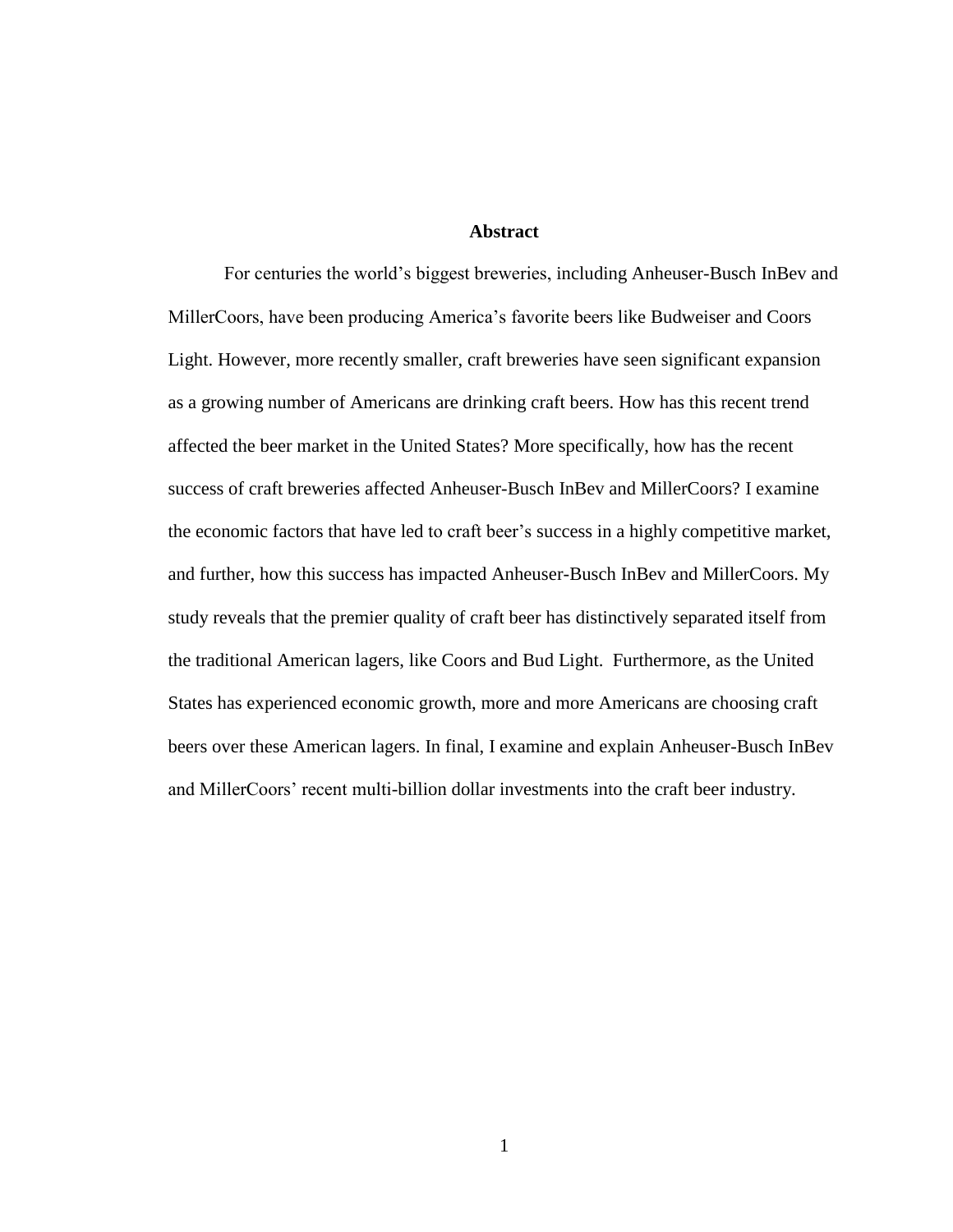# Abstract

For centuries the world's biggest breweries, including Anheuser-Busch InBev and MillerCoors, have been producing America's favorite beers like Budweiser and Coors Light. However, more recently smaller, craft breweries have seen significant expansion as a growing number of Americans are drinking craft beers. How has this recent trend affected the beer market in the United States? More specifically, how has the recent success of craft breweries affected Anheuser-Busch InBev and MillerCoors? I examine the economic factors that have led to craft beer's success in a highly competitive market, and further, how this success has impacted Anheuser-Busch InBev and MillerCoors. My study reveals that the premier quality of craft beer has distinctively separated itself from the traditional American lagers, like Coors and Bud Light. Furthermore, as the United States has experienced economic growth, more and more Americans are choosing craft beers over these American lagers. In final, I examine and explain Anheuser-Busch InBev and MillerCoors' recent multi-billion dollar investments into the craft beer industry.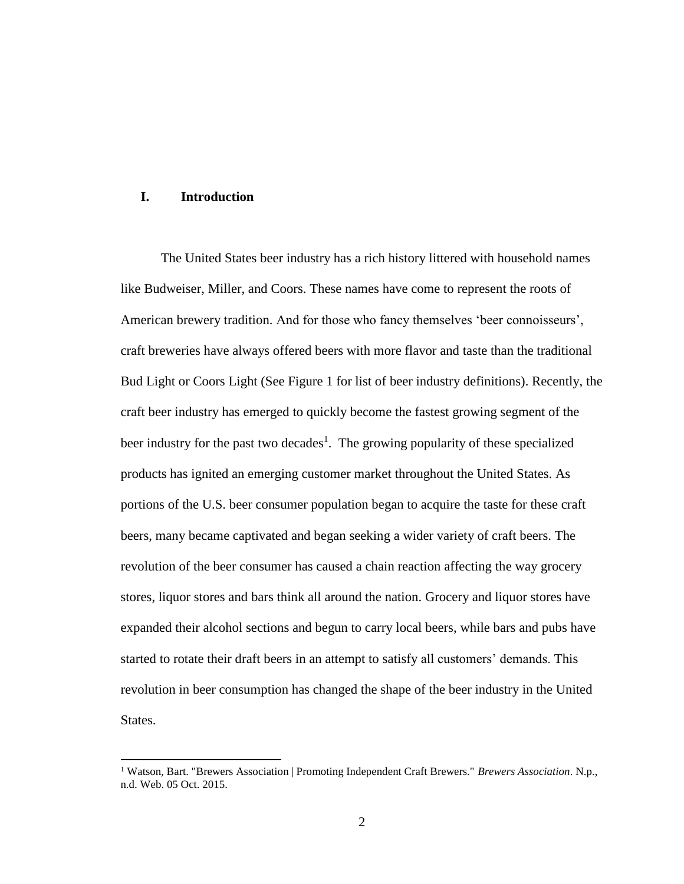## I. Introduction

The United States beer industry has a rich history littered with household names like Budweiser, Miller, and Coors. These names have come to represent the roots of American brewery tradition. And for those who fancy themselves 'beer connoisseurs', craft breweries have always offered beers with more flavor and taste than the traditional Bud Light or Coors Light (See Figure 1 for list of beer industry definitions). Recently, the craft beer industry has emerged to quickly become the fastest growing segment of the beer industry for the past two decades[1]. The growing popularity of these specialized products has ignited an emerging customer market throughout the United States. As portions of the U.S. beer consumer population began to acquire the taste for these craft beers, many became captivated and began seeking a wider variety of craft beers. The revolution of the beer consumer has caused a chain reaction affecting the way grocery stores, liquor stores and bars think all around the nation. Grocery and liquor stores have expanded their alcohol sections and begun to carry local beers, while bars and pubs have started to rotate their draft beers in an attempt to satisfy all customers' demands. This revolution in beer consumption has changed the shape of the beer industry in the United States.

---

[1] Watson, Bart. "Brewers Association | Promoting Independent Craft Brewers." *Brewers Association*. N.p., n.d. Web. 05 Oct. 2015.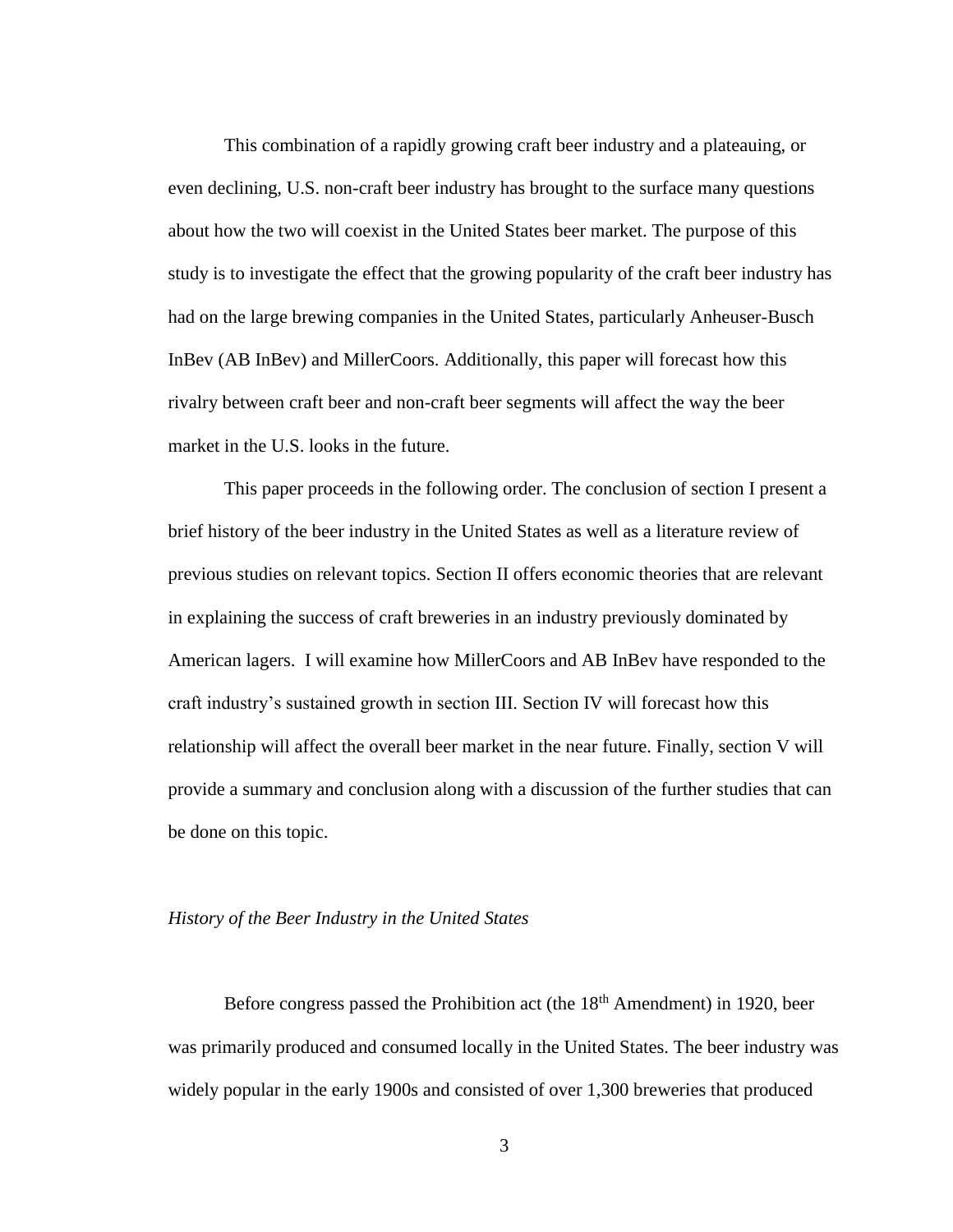This combination of a rapidly growing craft beer industry and a plateauing, or even declining, U.S. non-craft beer industry has brought to the surface many questions about how the two will coexist in the United States beer market. The purpose of this study is to investigate the effect that the growing popularity of the craft beer industry has had on the large brewing companies in the United States, particularly Anheuser-Busch InBev (AB InBev) and MillerCoors. Additionally, this paper will forecast how this rivalry between craft beer and non-craft beer segments will affect the way the beer market in the U.S. looks in the future.

This paper proceeds in the following order. The conclusion of section I present a brief history of the beer industry in the United States as well as a literature review of previous studies on relevant topics. Section II offers economic theories that are relevant in explaining the success of craft breweries in an industry previously dominated by American lagers. I will examine how MillerCoors and AB InBev have responded to the craft industry's sustained growth in section III. Section IV will forecast how this relationship will affect the overall beer market in the near future. Finally, section V will provide a summary and conclusion along with a discussion of the further studies that can be done on this topic.

*History of the Beer Industry in the United States*

Before congress passed the Prohibition act (the 18th Amendment) in 1920, beer was primarily produced and consumed locally in the United States. The beer industry was widely popular in the early 1900s and consisted of over 1,300 breweries that produced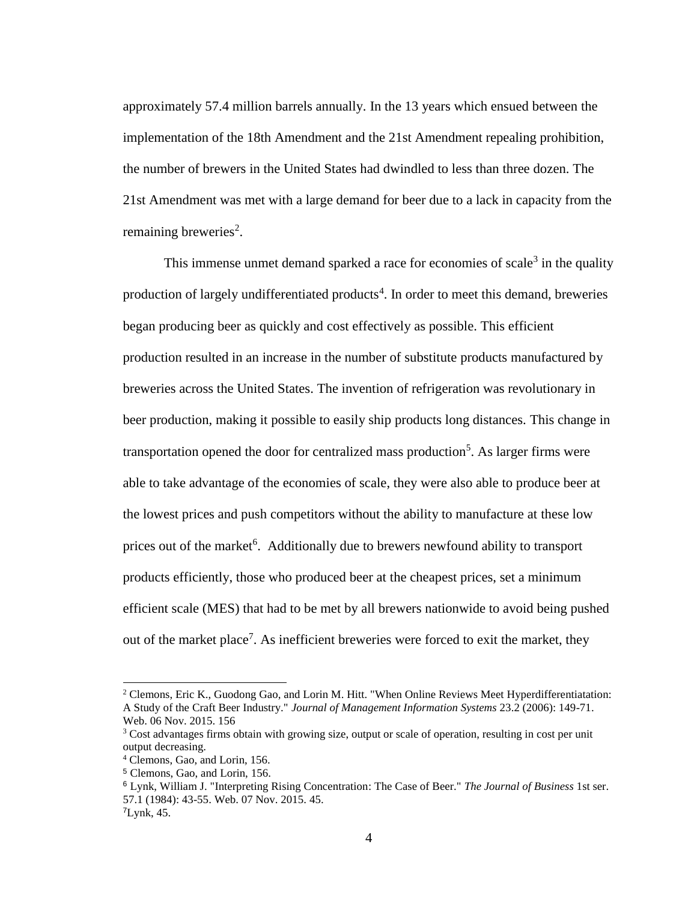approximately 57.4 million barrels annually. In the 13 years which ensued between the implementation of the 18th Amendment and the 21st Amendment repealing prohibition, the number of brewers in the United States had dwindled to less than three dozen. The 21st Amendment was met with a large demand for beer due to a lack in capacity from the remaining breweries[2].

This immense unmet demand sparked a race for economies of scale[3] in the quality production of largely undifferentiated products[4]. In order to meet this demand, breweries began producing beer as quickly and cost effectively as possible. This efficient production resulted in an increase in the number of substitute products manufactured by breweries across the United States. The invention of refrigeration was revolutionary in beer production, making it possible to easily ship products long distances. This change in transportation opened the door for centralized mass production[5]. As larger firms were able to take advantage of the economies of scale, they were also able to produce beer at the lowest prices and push competitors without the ability to manufacture at these low prices out of the market[6]. Additionally due to brewers newfound ability to transport products efficiently, those who produced beer at the cheapest prices, set a minimum efficient scale (MES) that had to be met by all brewers nationwide to avoid being pushed out of the market place[7]. As inefficient breweries were forced to exit the market, they

---

[2] Clemons, Eric K., Guodong Gao, and Lorin M. Hitt. "When Online Reviews Meet Hyperdifferentiatation: A Study of the Craft Beer Industry." *Journal of Management Information Systems* 23.2 (2006): 149-71. Web. 06 Nov. 2015. 156

[3] Cost advantages firms obtain with growing size, output or scale of operation, resulting in cost per unit output decreasing.

[4] Clemons, Gao, and Lorin, 156.

[5] Clemons, Gao, and Lorin, 156.

[6] Lynk, William J. "Interpreting Rising Concentration: The Case of Beer." *The Journal of Business* 1st ser. 57.1 (1984): 43-55. Web. 07 Nov. 2015. 45.

[7] Lynk, 45.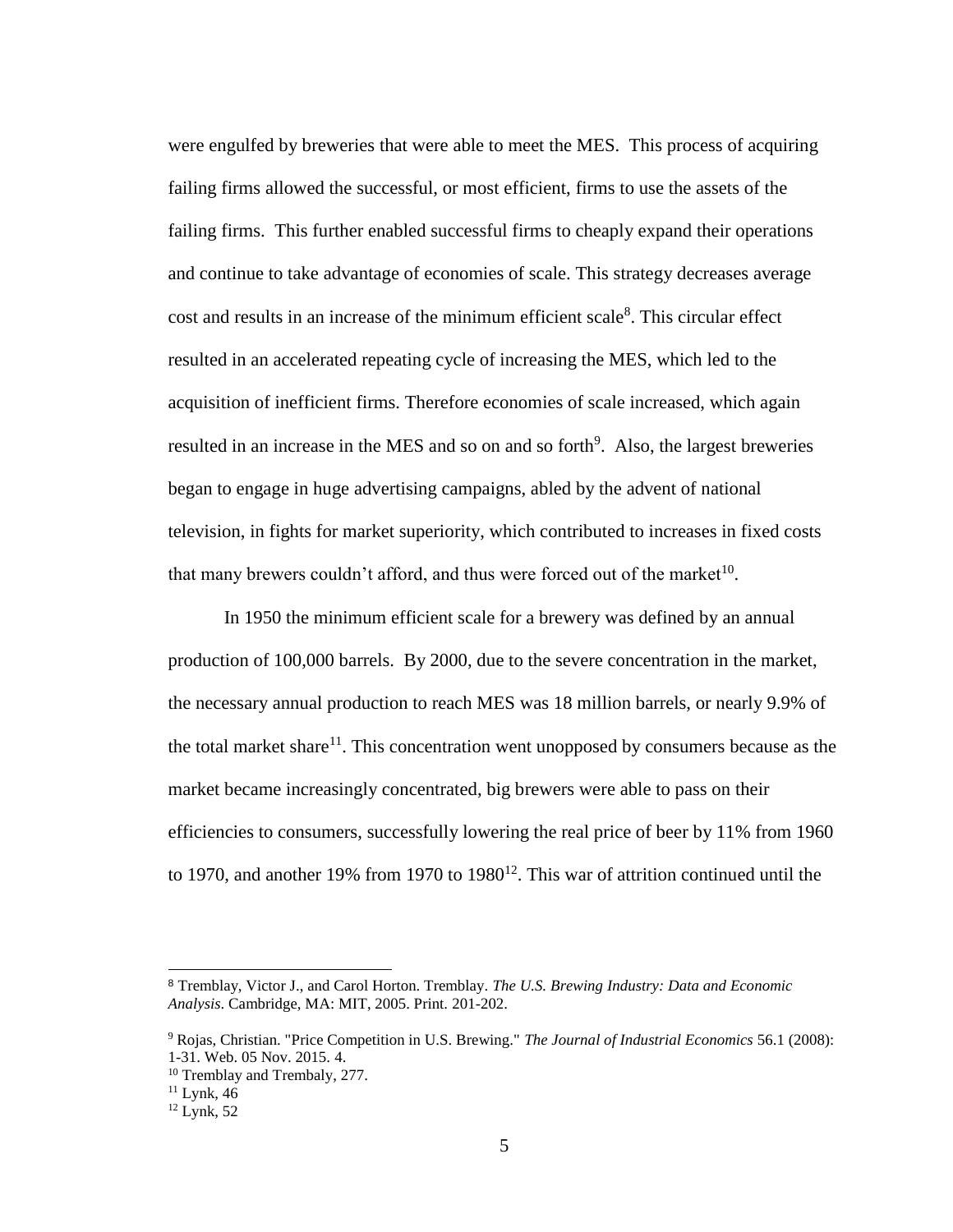were engulfed by breweries that were able to meet the MES. This process of acquiring failing firms allowed the successful, or most efficient, firms to use the assets of the failing firms. This further enabled successful firms to cheaply expand their operations and continue to take advantage of economies of scale. This strategy decreases average cost and results in an increase of the minimum efficient scale[8]. This circular effect resulted in an accelerated repeating cycle of increasing the MES, which led to the acquisition of inefficient firms. Therefore economies of scale increased, which again resulted in an increase in the MES and so on and so forth[9]. Also, the largest breweries began to engage in huge advertising campaigns, abled by the advent of national television, in fights for market superiority, which contributed to increases in fixed costs that many brewers couldn't afford, and thus were forced out of the market[10].

In 1950 the minimum efficient scale for a brewery was defined by an annual production of 100,000 barrels. By 2000, due to the severe concentration in the market, the necessary annual production to reach MES was 18 million barrels, or nearly 9.9% of the total market share[11]. This concentration went unopposed by consumers because as the market became increasingly concentrated, big brewers were able to pass on their efficiencies to consumers, successfully lowering the real price of beer by 11% from 1960 to 1970, and another 19% from 1970 to 1980[12]. This war of attrition continued until the

---

[8] Tremblay, Victor J., and Carol Horton. Tremblay. *The U.S. Brewing Industry: Data and Economic Analysis*. Cambridge, MA: MIT, 2005. Print. 201-202.

[9] Rojas, Christian. "Price Competition in U.S. Brewing." *The Journal of Industrial Economics* 56.1 (2008): 1-31. Web. 05 Nov. 2015. 4.

[10] Tremblay and Trembaly, 277.

[11] Lynk, 46

[12] Lynk, 52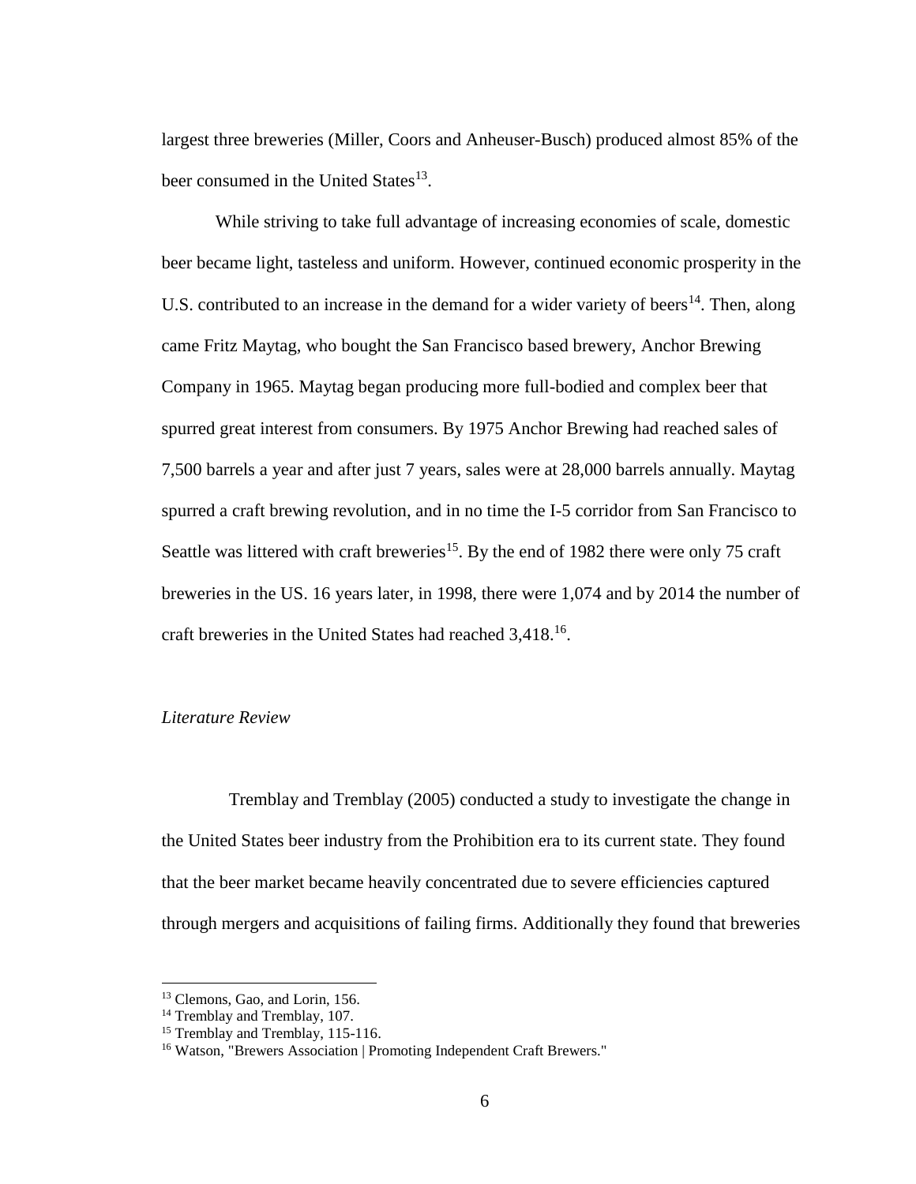largest three breweries (Miller, Coors and Anheuser-Busch) produced almost 85% of the beer consumed in the United States[13].

While striving to take full advantage of increasing economies of scale, domestic beer became light, tasteless and uniform. However, continued economic prosperity in the U.S. contributed to an increase in the demand for a wider variety of beers[14]. Then, along came Fritz Maytag, who bought the San Francisco based brewery, Anchor Brewing Company in 1965. Maytag began producing more full-bodied and complex beer that spurred great interest from consumers. By 1975 Anchor Brewing had reached sales of 7,500 barrels a year and after just 7 years, sales were at 28,000 barrels annually. Maytag spurred a craft brewing revolution, and in no time the I-5 corridor from San Francisco to Seattle was littered with craft breweries[15]. By the end of 1982 there were only 75 craft breweries in the US. 16 years later, in 1998, there were 1,074 and by 2014 the number of craft breweries in the United States had reached 3,418.[16].

*Literature Review*

Tremblay and Tremblay (2005) conducted a study to investigate the change in the United States beer industry from the Prohibition era to its current state. They found that the beer market became heavily concentrated due to severe efficiencies captured through mergers and acquisitions of failing firms. Additionally they found that breweries

[13] Clemons, Gao, and Lorin, 156.
[14] Tremblay and Tremblay, 107.
[15] Tremblay and Tremblay, 115-116.
[16] Watson, "Brewers Association | Promoting Independent Craft Brewers."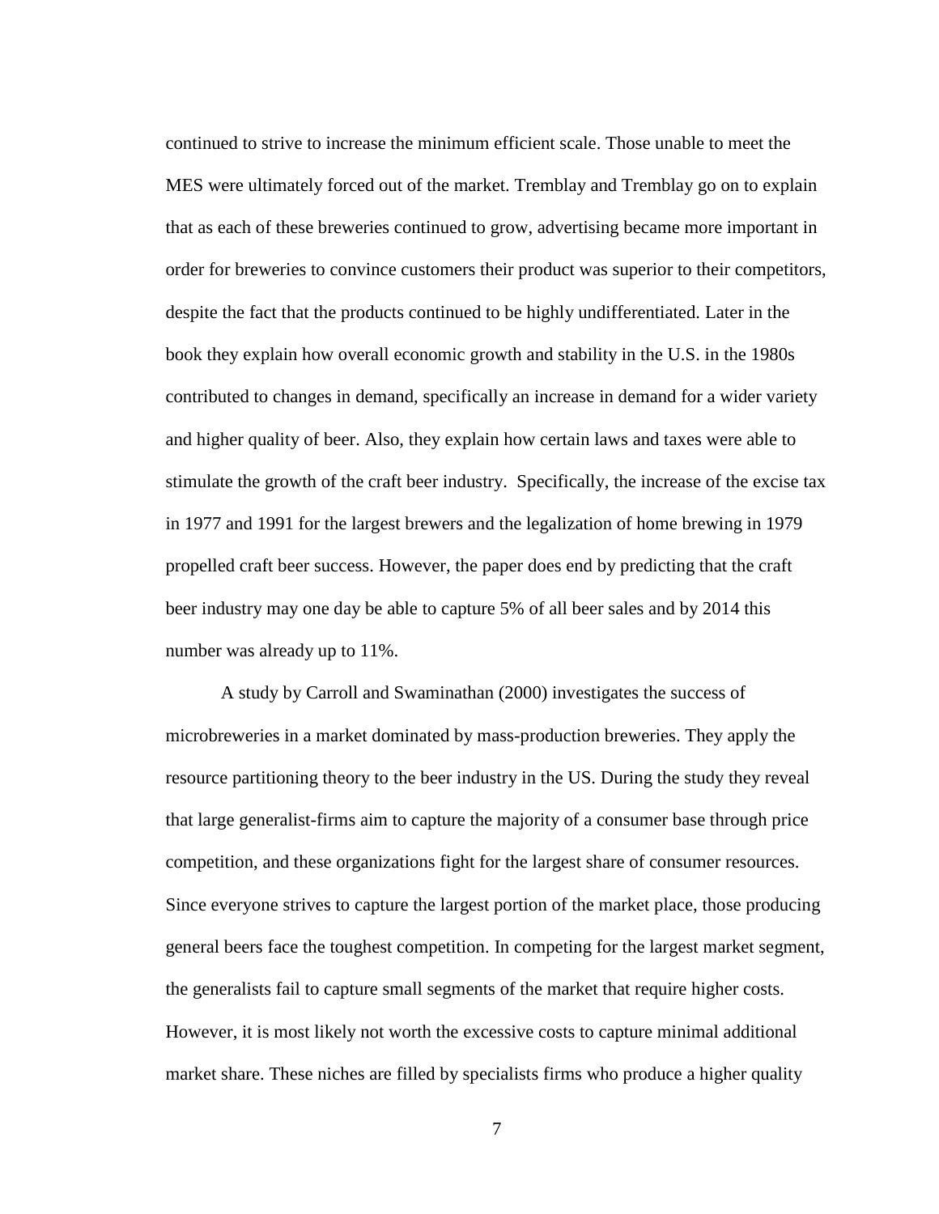continued to strive to increase the minimum efficient scale. Those unable to meet the MES were ultimately forced out of the market. Tremblay and Tremblay go on to explain that as each of these breweries continued to grow, advertising became more important in order for breweries to convince customers their product was superior to their competitors, despite the fact that the products continued to be highly undifferentiated. Later in the book they explain how overall economic growth and stability in the U.S. in the 1980s contributed to changes in demand, specifically an increase in demand for a wider variety and higher quality of beer. Also, they explain how certain laws and taxes were able to stimulate the growth of the craft beer industry. Specifically, the increase of the excise tax in 1977 and 1991 for the largest brewers and the legalization of home brewing in 1979 propelled craft beer success. However, the paper does end by predicting that the craft beer industry may one day be able to capture 5% of all beer sales and by 2014 this number was already up to 11%.

A study by Carroll and Swaminathan (2000) investigates the success of microbreweries in a market dominated by mass-production breweries. They apply the resource partitioning theory to the beer industry in the US. During the study they reveal that large generalist-firms aim to capture the majority of a consumer base through price competition, and these organizations fight for the largest share of consumer resources. Since everyone strives to capture the largest portion of the market place, those producing general beers face the toughest competition. In competing for the largest market segment, the generalists fail to capture small segments of the market that require higher costs. However, it is most likely not worth the excessive costs to capture minimal additional market share. These niches are filled by specialists firms who produce a higher quality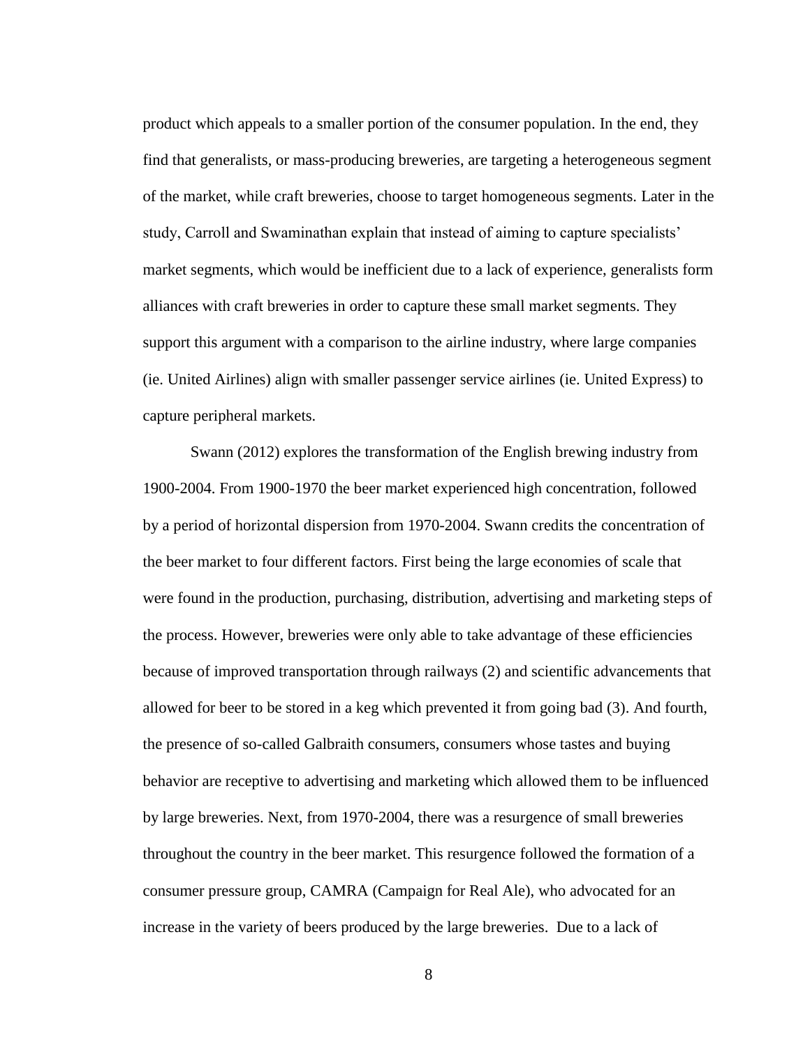product which appeals to a smaller portion of the consumer population. In the end, they find that generalists, or mass-producing breweries, are targeting a heterogeneous segment of the market, while craft breweries, choose to target homogeneous segments. Later in the study, Carroll and Swaminathan explain that instead of aiming to capture specialists' market segments, which would be inefficient due to a lack of experience, generalists form alliances with craft breweries in order to capture these small market segments. They support this argument with a comparison to the airline industry, where large companies (ie. United Airlines) align with smaller passenger service airlines (ie. United Express) to capture peripheral markets.

Swann (2012) explores the transformation of the English brewing industry from 1900-2004. From 1900-1970 the beer market experienced high concentration, followed by a period of horizontal dispersion from 1970-2004. Swann credits the concentration of the beer market to four different factors. First being the large economies of scale that were found in the production, purchasing, distribution, advertising and marketing steps of the process. However, breweries were only able to take advantage of these efficiencies because of improved transportation through railways (2) and scientific advancements that allowed for beer to be stored in a keg which prevented it from going bad (3). And fourth, the presence of so-called Galbraith consumers, consumers whose tastes and buying behavior are receptive to advertising and marketing which allowed them to be influenced by large breweries. Next, from 1970-2004, there was a resurgence of small breweries throughout the country in the beer market. This resurgence followed the formation of a consumer pressure group, CAMRA (Campaign for Real Ale), who advocated for an increase in the variety of beers produced by the large breweries. Due to a lack of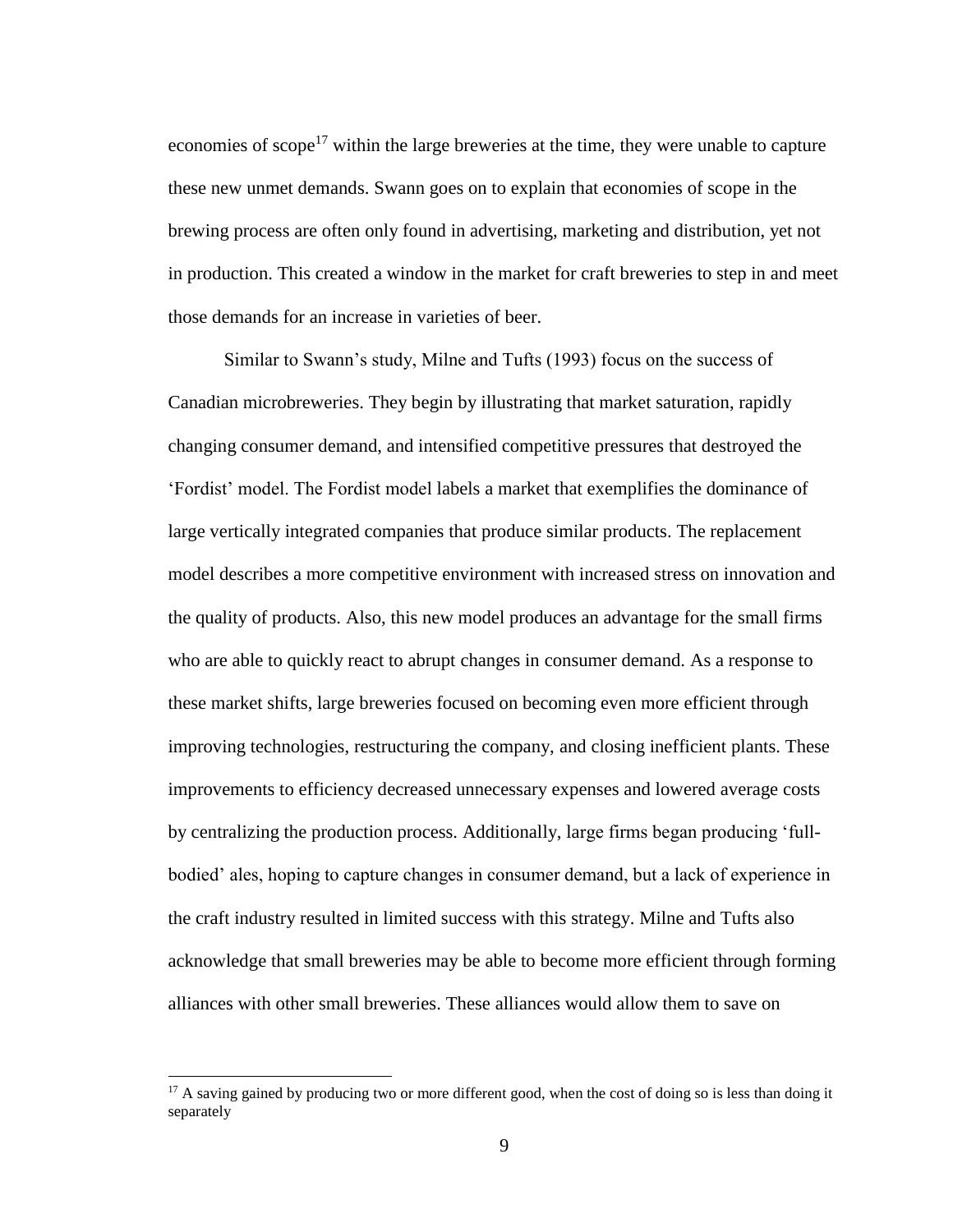economies of scope[17] within the large breweries at the time, they were unable to capture these new unmet demands. Swann goes on to explain that economies of scope in the brewing process are often only found in advertising, marketing and distribution, yet not in production. This created a window in the market for craft breweries to step in and meet those demands for an increase in varieties of beer.

Similar to Swann's study, Milne and Tufts (1993) focus on the success of Canadian microbreweries. They begin by illustrating that market saturation, rapidly changing consumer demand, and intensified competitive pressures that destroyed the 'Fordist' model. The Fordist model labels a market that exemplifies the dominance of large vertically integrated companies that produce similar products. The replacement model describes a more competitive environment with increased stress on innovation and the quality of products. Also, this new model produces an advantage for the small firms who are able to quickly react to abrupt changes in consumer demand. As a response to these market shifts, large breweries focused on becoming even more efficient through improving technologies, restructuring the company, and closing inefficient plants. These improvements to efficiency decreased unnecessary expenses and lowered average costs by centralizing the production process. Additionally, large firms began producing 'full-bodied' ales, hoping to capture changes in consumer demand, but a lack of experience in the craft industry resulted in limited success with this strategy. Milne and Tufts also acknowledge that small breweries may be able to become more efficient through forming alliances with other small breweries. These alliances would allow them to save on

[17] A saving gained by producing two or more different good, when the cost of doing so is less than doing it separately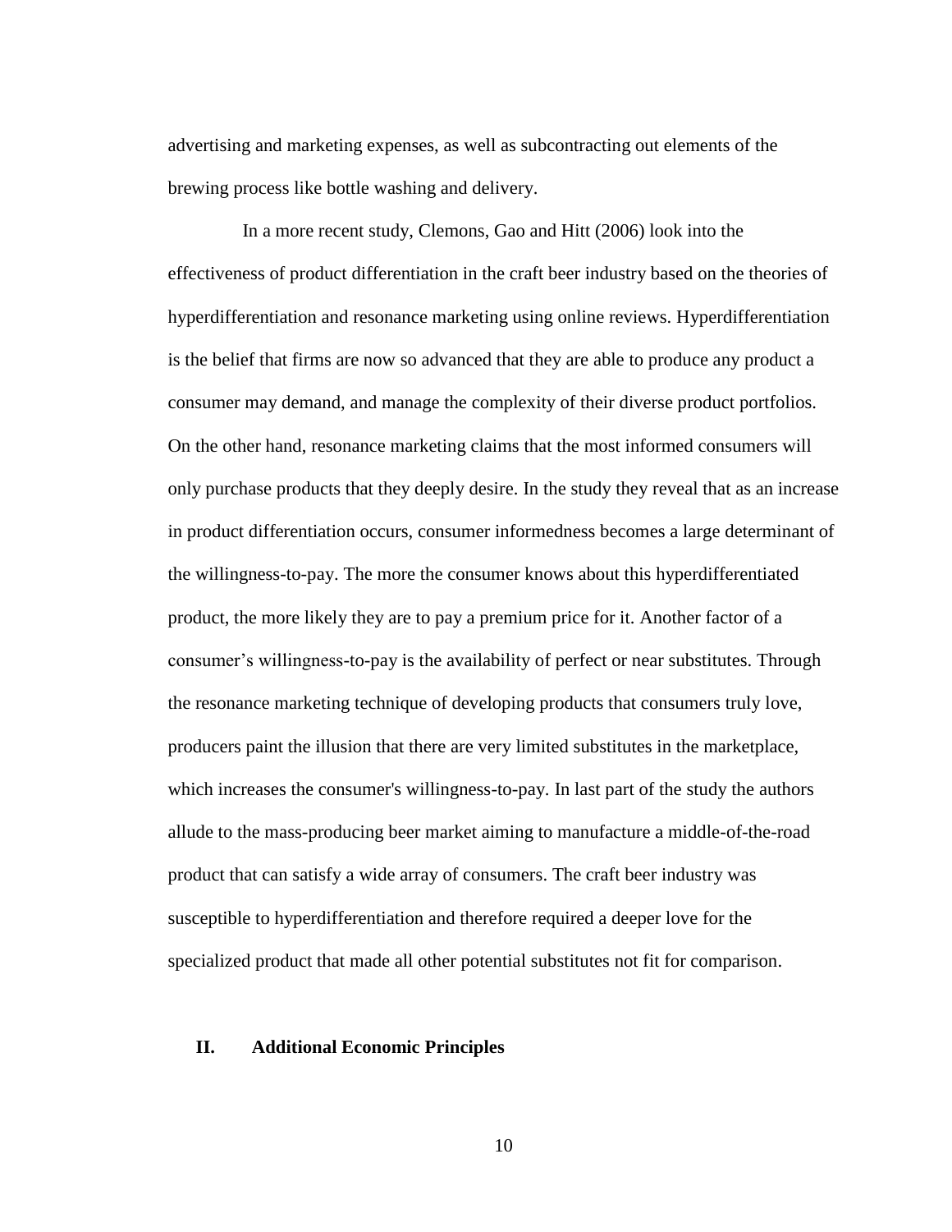advertising and marketing expenses, as well as subcontracting out elements of the brewing process like bottle washing and delivery.

In a more recent study, Clemons, Gao and Hitt (2006) look into the effectiveness of product differentiation in the craft beer industry based on the theories of hyperdifferentiation and resonance marketing using online reviews. Hyperdifferentiation is the belief that firms are now so advanced that they are able to produce any product a consumer may demand, and manage the complexity of their diverse product portfolios. On the other hand, resonance marketing claims that the most informed consumers will only purchase products that they deeply desire. In the study they reveal that as an increase in product differentiation occurs, consumer informedness becomes a large determinant of the willingness-to-pay. The more the consumer knows about this hyperdifferentiated product, the more likely they are to pay a premium price for it. Another factor of a consumer's willingness-to-pay is the availability of perfect or near substitutes. Through the resonance marketing technique of developing products that consumers truly love, producers paint the illusion that there are very limited substitutes in the marketplace, which increases the consumer's willingness-to-pay. In last part of the study the authors allude to the mass-producing beer market aiming to manufacture a middle-of-the-road product that can satisfy a wide array of consumers. The craft beer industry was susceptible to hyperdifferentiation and therefore required a deeper love for the specialized product that made all other potential substitutes not fit for comparison.

## II. Additional Economic Principles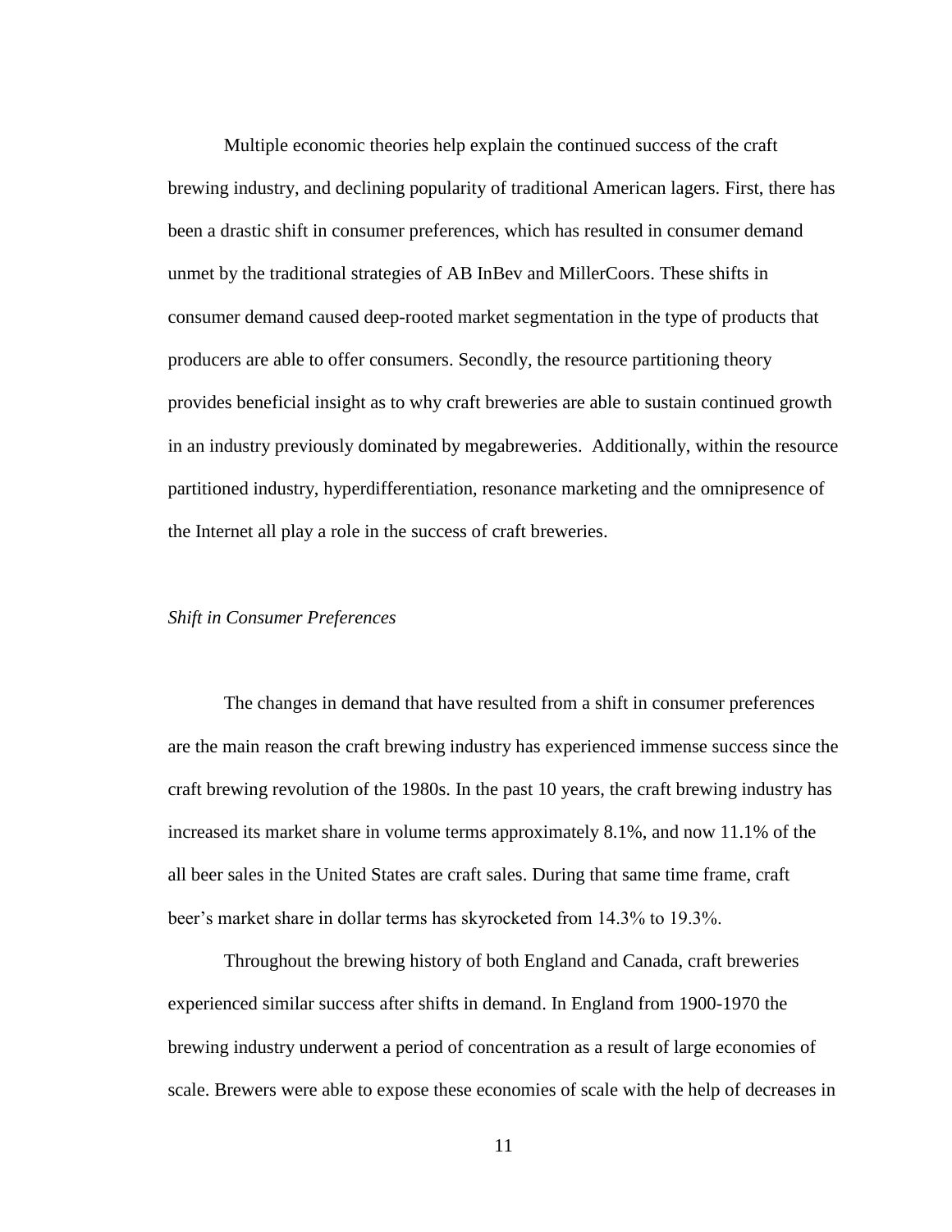Multiple economic theories help explain the continued success of the craft brewing industry, and declining popularity of traditional American lagers. First, there has been a drastic shift in consumer preferences, which has resulted in consumer demand unmet by the traditional strategies of AB InBev and MillerCoors. These shifts in consumer demand caused deep-rooted market segmentation in the type of products that producers are able to offer consumers. Secondly, the resource partitioning theory provides beneficial insight as to why craft breweries are able to sustain continued growth in an industry previously dominated by megabreweries. Additionally, within the resource partitioned industry, hyperdifferentiation, resonance marketing and the omnipresence of the Internet all play a role in the success of craft breweries.

*Shift in Consumer Preferences*

The changes in demand that have resulted from a shift in consumer preferences are the main reason the craft brewing industry has experienced immense success since the craft brewing revolution of the 1980s. In the past 10 years, the craft brewing industry has increased its market share in volume terms approximately 8.1%, and now 11.1% of the all beer sales in the United States are craft sales. During that same time frame, craft beer's market share in dollar terms has skyrocketed from 14.3% to 19.3%.

Throughout the brewing history of both England and Canada, craft breweries experienced similar success after shifts in demand. In England from 1900-1970 the brewing industry underwent a period of concentration as a result of large economies of scale. Brewers were able to expose these economies of scale with the help of decreases in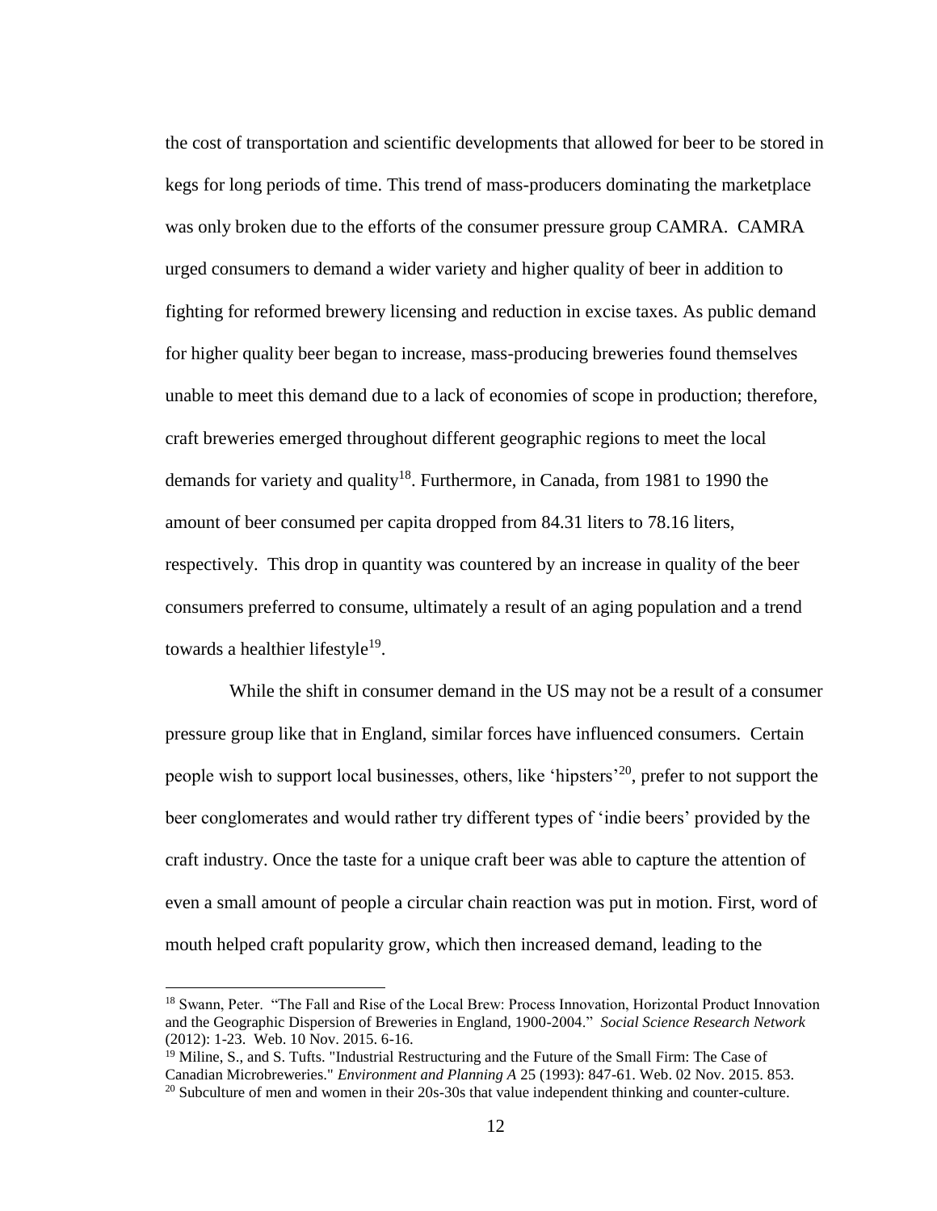the cost of transportation and scientific developments that allowed for beer to be stored in kegs for long periods of time. This trend of mass-producers dominating the marketplace was only broken due to the efforts of the consumer pressure group CAMRA. CAMRA urged consumers to demand a wider variety and higher quality of beer in addition to fighting for reformed brewery licensing and reduction in excise taxes. As public demand for higher quality beer began to increase, mass-producing breweries found themselves unable to meet this demand due to a lack of economies of scope in production; therefore, craft breweries emerged throughout different geographic regions to meet the local demands for variety and quality[18]. Furthermore, in Canada, from 1981 to 1990 the amount of beer consumed per capita dropped from 84.31 liters to 78.16 liters, respectively. This drop in quantity was countered by an increase in quality of the beer consumers preferred to consume, ultimately a result of an aging population and a trend towards a healthier lifestyle[19].

While the shift in consumer demand in the US may not be a result of a consumer pressure group like that in England, similar forces have influenced consumers. Certain people wish to support local businesses, others, like 'hipsters'[20], prefer to not support the beer conglomerates and would rather try different types of 'indie beers' provided by the craft industry. Once the taste for a unique craft beer was able to capture the attention of even a small amount of people a circular chain reaction was put in motion. First, word of mouth helped craft popularity grow, which then increased demand, leading to the

---

[18] Swann, Peter. "The Fall and Rise of the Local Brew: Process Innovation, Horizontal Product Innovation and the Geographic Dispersion of Breweries in England, 1900-2004." *Social Science Research Network* (2012): 1-23. Web. 10 Nov. 2015. 6-16.

[19] Miline, S., and S. Tufts. "Industrial Restructuring and the Future of the Small Firm: The Case of Canadian Microbreweries." *Environment and Planning A* 25 (1993): 847-61. Web. 02 Nov. 2015. 853.

[20] Subculture of men and women in their 20s-30s that value independent thinking and counter-culture.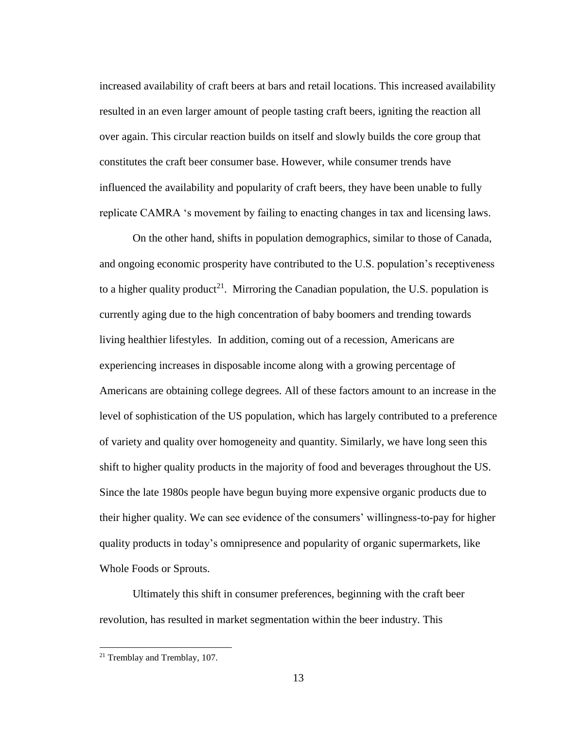increased availability of craft beers at bars and retail locations. This increased availability resulted in an even larger amount of people tasting craft beers, igniting the reaction all over again. This circular reaction builds on itself and slowly builds the core group that constitutes the craft beer consumer base. However, while consumer trends have influenced the availability and popularity of craft beers, they have been unable to fully replicate CAMRA 's movement by failing to enacting changes in tax and licensing laws.

On the other hand, shifts in population demographics, similar to those of Canada, and ongoing economic prosperity have contributed to the U.S. population's receptiveness to a higher quality product[21]. Mirroring the Canadian population, the U.S. population is currently aging due to the high concentration of baby boomers and trending towards living healthier lifestyles. In addition, coming out of a recession, Americans are experiencing increases in disposable income along with a growing percentage of Americans are obtaining college degrees. All of these factors amount to an increase in the level of sophistication of the US population, which has largely contributed to a preference of variety and quality over homogeneity and quantity. Similarly, we have long seen this shift to higher quality products in the majority of food and beverages throughout the US. Since the late 1980s people have begun buying more expensive organic products due to their higher quality. We can see evidence of the consumers' willingness-to-pay for higher quality products in today's omnipresence and popularity of organic supermarkets, like Whole Foods or Sprouts.

Ultimately this shift in consumer preferences, beginning with the craft beer revolution, has resulted in market segmentation within the beer industry. This

[21] Tremblay and Tremblay, 107.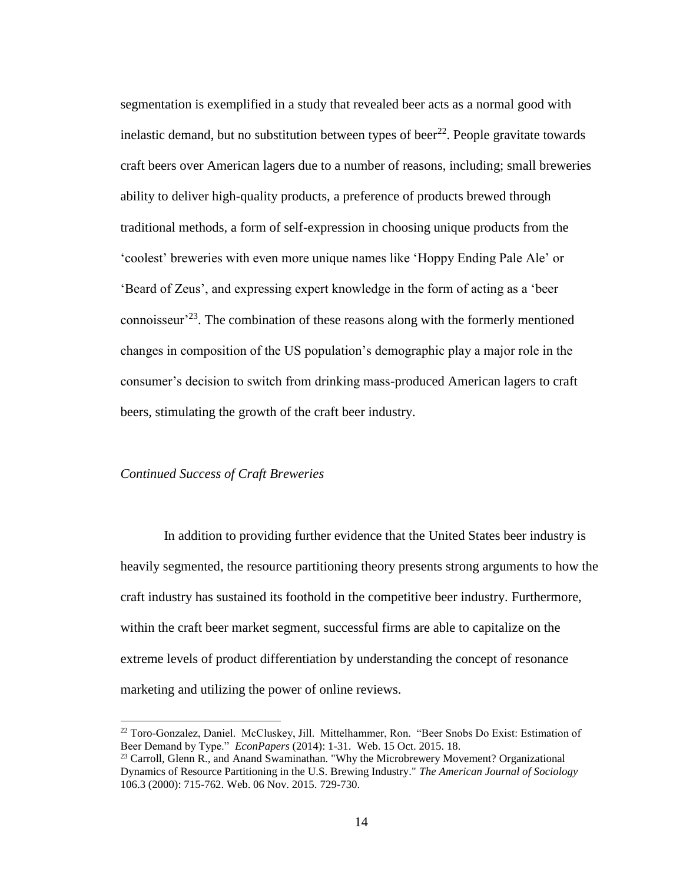segmentation is exemplified in a study that revealed beer acts as a normal good with inelastic demand, but no substitution between types of beer[22]. People gravitate towards craft beers over American lagers due to a number of reasons, including; small breweries ability to deliver high-quality products, a preference of products brewed through traditional methods, a form of self-expression in choosing unique products from the 'coolest' breweries with even more unique names like 'Hoppy Ending Pale Ale' or 'Beard of Zeus', and expressing expert knowledge in the form of acting as a 'beer connoisseur'[23]. The combination of these reasons along with the formerly mentioned changes in composition of the US population's demographic play a major role in the consumer's decision to switch from drinking mass-produced American lagers to craft beers, stimulating the growth of the craft beer industry.

*Continued Success of Craft Breweries*

In addition to providing further evidence that the United States beer industry is heavily segmented, the resource partitioning theory presents strong arguments to how the craft industry has sustained its foothold in the competitive beer industry. Furthermore, within the craft beer market segment, successful firms are able to capitalize on the extreme levels of product differentiation by understanding the concept of resonance marketing and utilizing the power of online reviews.

---

[22] Toro-Gonzalez, Daniel. McCluskey, Jill. Mittelhammer, Ron. "Beer Snobs Do Exist: Estimation of Beer Demand by Type." *EconPapers* (2014): 1-31. Web. 15 Oct. 2015. 18.

[23] Carroll, Glenn R., and Anand Swaminathan. "Why the Microbrewery Movement? Organizational Dynamics of Resource Partitioning in the U.S. Brewing Industry." *The American Journal of Sociology* 106.3 (2000): 715-762. Web. 06 Nov. 2015. 729-730.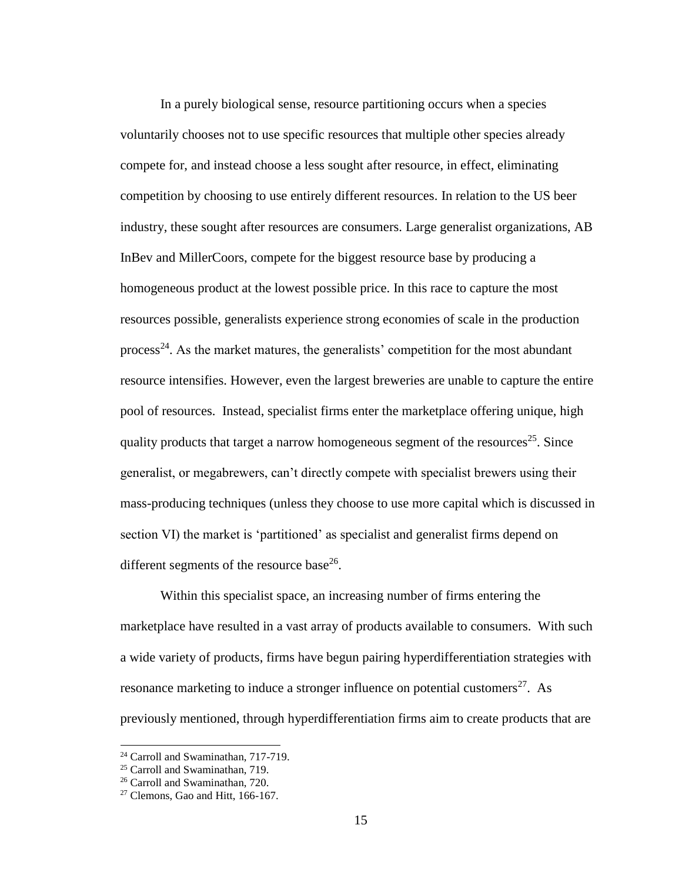In a purely biological sense, resource partitioning occurs when a species voluntarily chooses not to use specific resources that multiple other species already compete for, and instead choose a less sought after resource, in effect, eliminating competition by choosing to use entirely different resources. In relation to the US beer industry, these sought after resources are consumers. Large generalist organizations, AB InBev and MillerCoors, compete for the biggest resource base by producing a homogeneous product at the lowest possible price. In this race to capture the most resources possible, generalists experience strong economies of scale in the production process[24]. As the market matures, the generalists' competition for the most abundant resource intensifies. However, even the largest breweries are unable to capture the entire pool of resources. Instead, specialist firms enter the marketplace offering unique, high quality products that target a narrow homogeneous segment of the resources[25]. Since generalist, or megabrewers, can't directly compete with specialist brewers using their mass-producing techniques (unless they choose to use more capital which is discussed in section VI) the market is 'partitioned' as specialist and generalist firms depend on different segments of the resource base[26].

Within this specialist space, an increasing number of firms entering the marketplace have resulted in a vast array of products available to consumers. With such a wide variety of products, firms have begun pairing hyperdifferentiation strategies with resonance marketing to induce a stronger influence on potential customers[27]. As previously mentioned, through hyperdifferentiation firms aim to create products that are

---

[24] Carroll and Swaminathan, 717-719.

[25] Carroll and Swaminathan, 719.

[26] Carroll and Swaminathan, 720.

[27] Clemons, Gao and Hitt, 166-167.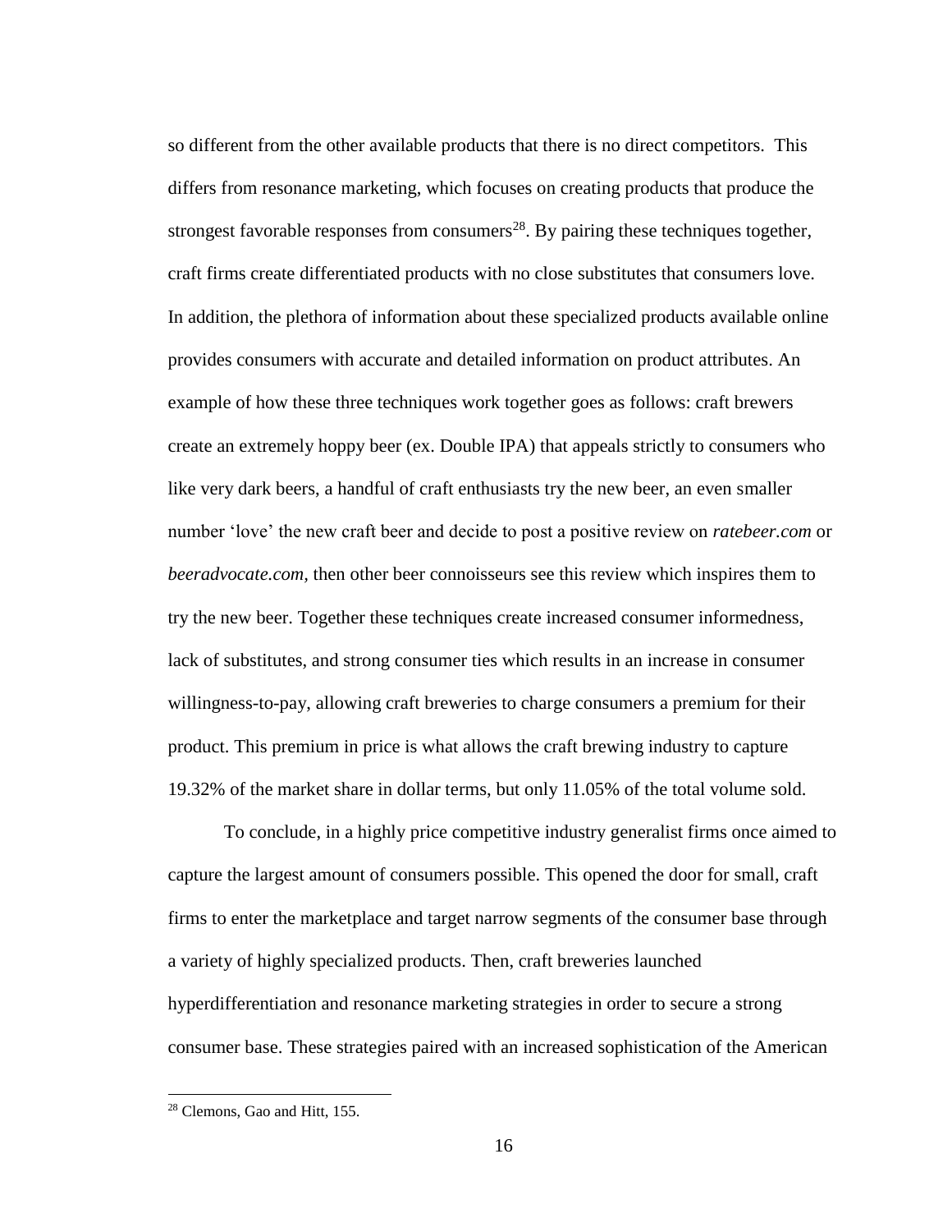so different from the other available products that there is no direct competitors. This differs from resonance marketing, which focuses on creating products that produce the strongest favorable responses from consumers[28]. By pairing these techniques together, craft firms create differentiated products with no close substitutes that consumers love. In addition, the plethora of information about these specialized products available online provides consumers with accurate and detailed information on product attributes. An example of how these three techniques work together goes as follows: craft brewers create an extremely hoppy beer (ex. Double IPA) that appeals strictly to consumers who like very dark beers, a handful of craft enthusiasts try the new beer, an even smaller number 'love' the new craft beer and decide to post a positive review on *ratebeer.com* or *beeradvocate.com*, then other beer connoisseurs see this review which inspires them to try the new beer. Together these techniques create increased consumer informedness, lack of substitutes, and strong consumer ties which results in an increase in consumer willingness-to-pay, allowing craft breweries to charge consumers a premium for their product. This premium in price is what allows the craft brewing industry to capture 19.32% of the market share in dollar terms, but only 11.05% of the total volume sold.

To conclude, in a highly price competitive industry generalist firms once aimed to capture the largest amount of consumers possible. This opened the door for small, craft firms to enter the marketplace and target narrow segments of the consumer base through a variety of highly specialized products. Then, craft breweries launched hyperdifferentiation and resonance marketing strategies in order to secure a strong consumer base. These strategies paired with an increased sophistication of the American

[28] Clemons, Gao and Hitt, 155.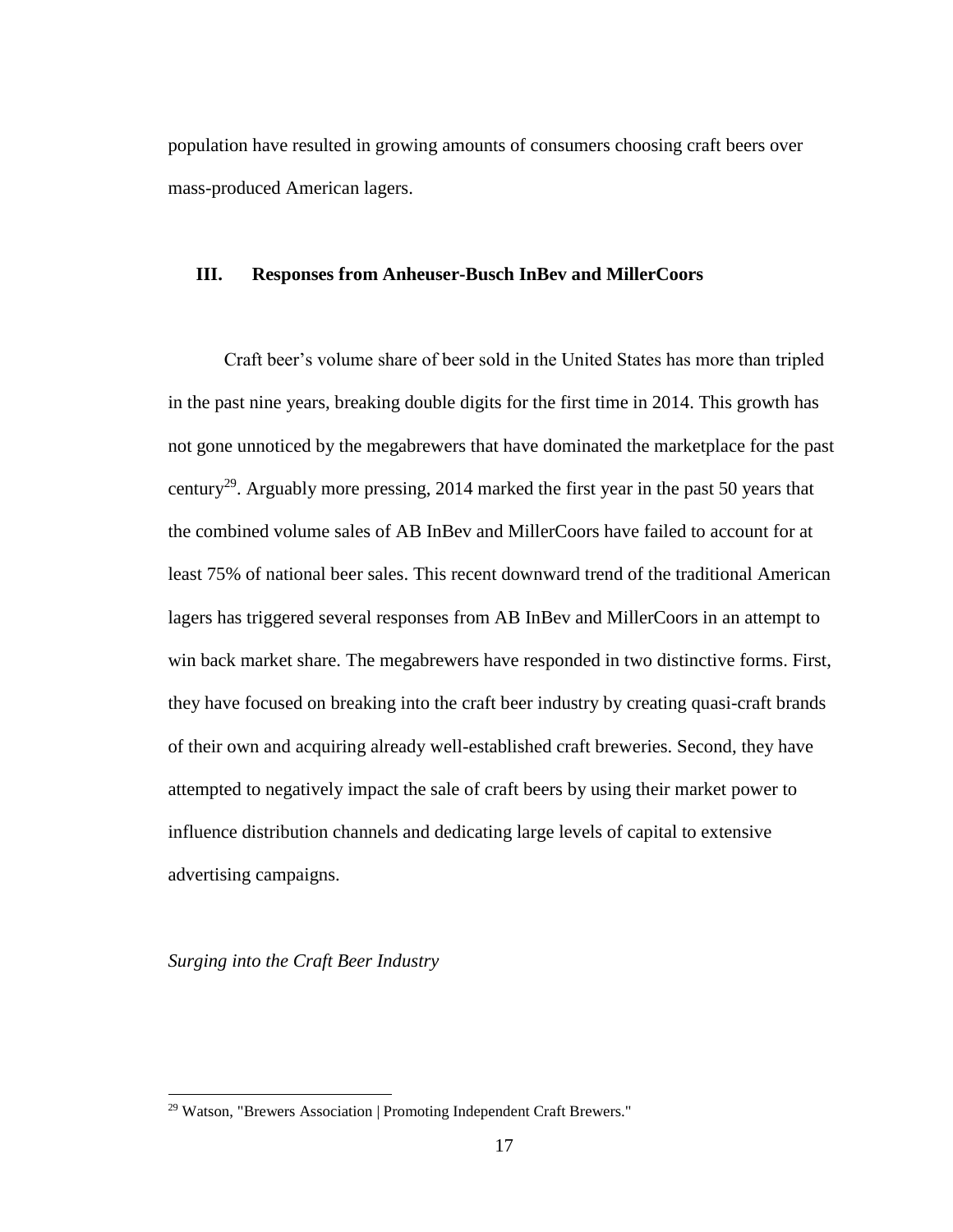population have resulted in growing amounts of consumers choosing craft beers over mass-produced American lagers.

## III. Responses from Anheuser-Busch InBev and MillerCoors

Craft beer's volume share of beer sold in the United States has more than tripled in the past nine years, breaking double digits for the first time in 2014. This growth has not gone unnoticed by the megabrewers that have dominated the marketplace for the past century[29]. Arguably more pressing, 2014 marked the first year in the past 50 years that the combined volume sales of AB InBev and MillerCoors have failed to account for at least 75% of national beer sales. This recent downward trend of the traditional American lagers has triggered several responses from AB InBev and MillerCoors in an attempt to win back market share. The megabrewers have responded in two distinctive forms. First, they have focused on breaking into the craft beer industry by creating quasi-craft brands of their own and acquiring already well-established craft breweries. Second, they have attempted to negatively impact the sale of craft beers by using their market power to influence distribution channels and dedicating large levels of capital to extensive advertising campaigns.

*Surging into the Craft Beer Industry*

[29] Watson, "Brewers Association | Promoting Independent Craft Brewers."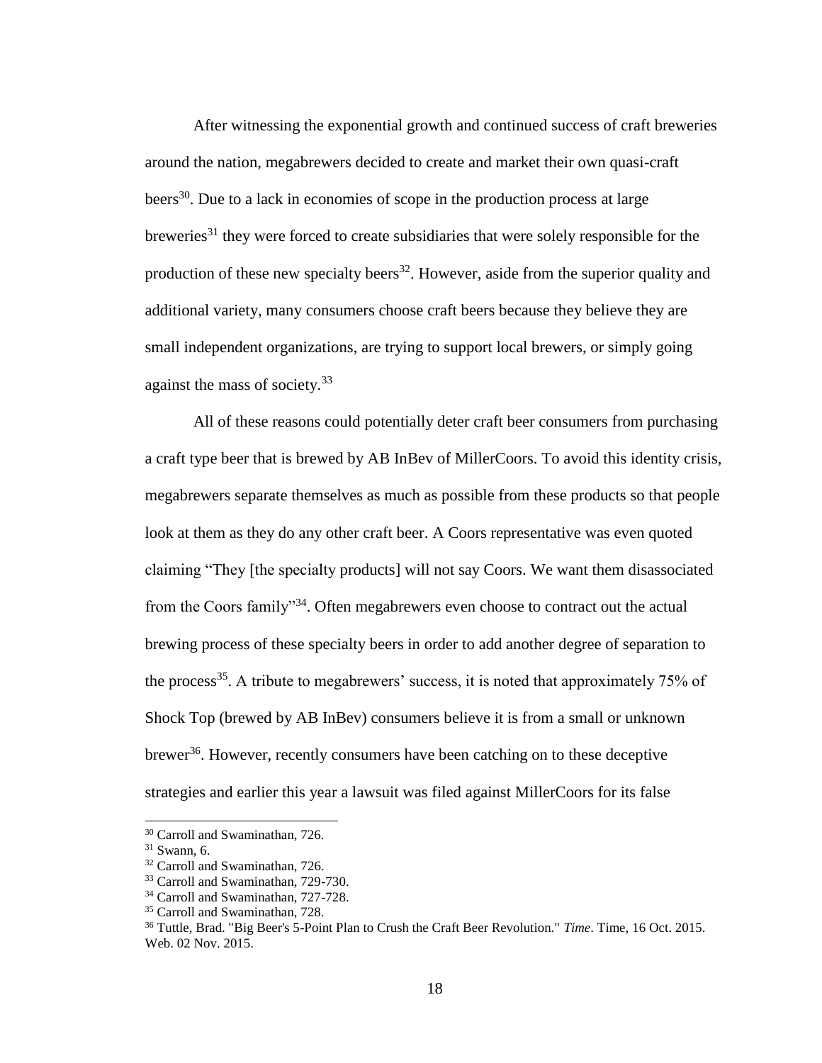After witnessing the exponential growth and continued success of craft breweries around the nation, megabrewers decided to create and market their own quasi-craft beers[30]. Due to a lack in economies of scope in the production process at large breweries[31] they were forced to create subsidiaries that were solely responsible for the production of these new specialty beers[32]. However, aside from the superior quality and additional variety, many consumers choose craft beers because they believe they are small independent organizations, are trying to support local brewers, or simply going against the mass of society.[33]

All of these reasons could potentially deter craft beer consumers from purchasing a craft type beer that is brewed by AB InBev of MillerCoors. To avoid this identity crisis, megabrewers separate themselves as much as possible from these products so that people look at them as they do any other craft beer. A Coors representative was even quoted claiming "They [the specialty products] will not say Coors. We want them disassociated from the Coors family"[34]. Often megabrewers even choose to contract out the actual brewing process of these specialty beers in order to add another degree of separation to the process[35]. A tribute to megabrewers' success, it is noted that approximately 75% of Shock Top (brewed by AB InBev) consumers believe it is from a small or unknown brewer[36]. However, recently consumers have been catching on to these deceptive strategies and earlier this year a lawsuit was filed against MillerCoors for its false

---

[30] Carroll and Swaminathan, 726.

[31] Swann, 6.

[32] Carroll and Swaminathan, 726.

[33] Carroll and Swaminathan, 729-730.

[34] Carroll and Swaminathan, 727-728.

[35] Carroll and Swaminathan, 728.

[36] Tuttle, Brad. "Big Beer's 5-Point Plan to Crush the Craft Beer Revolution." *Time*. Time, 16 Oct. 2015. Web. 02 Nov. 2015.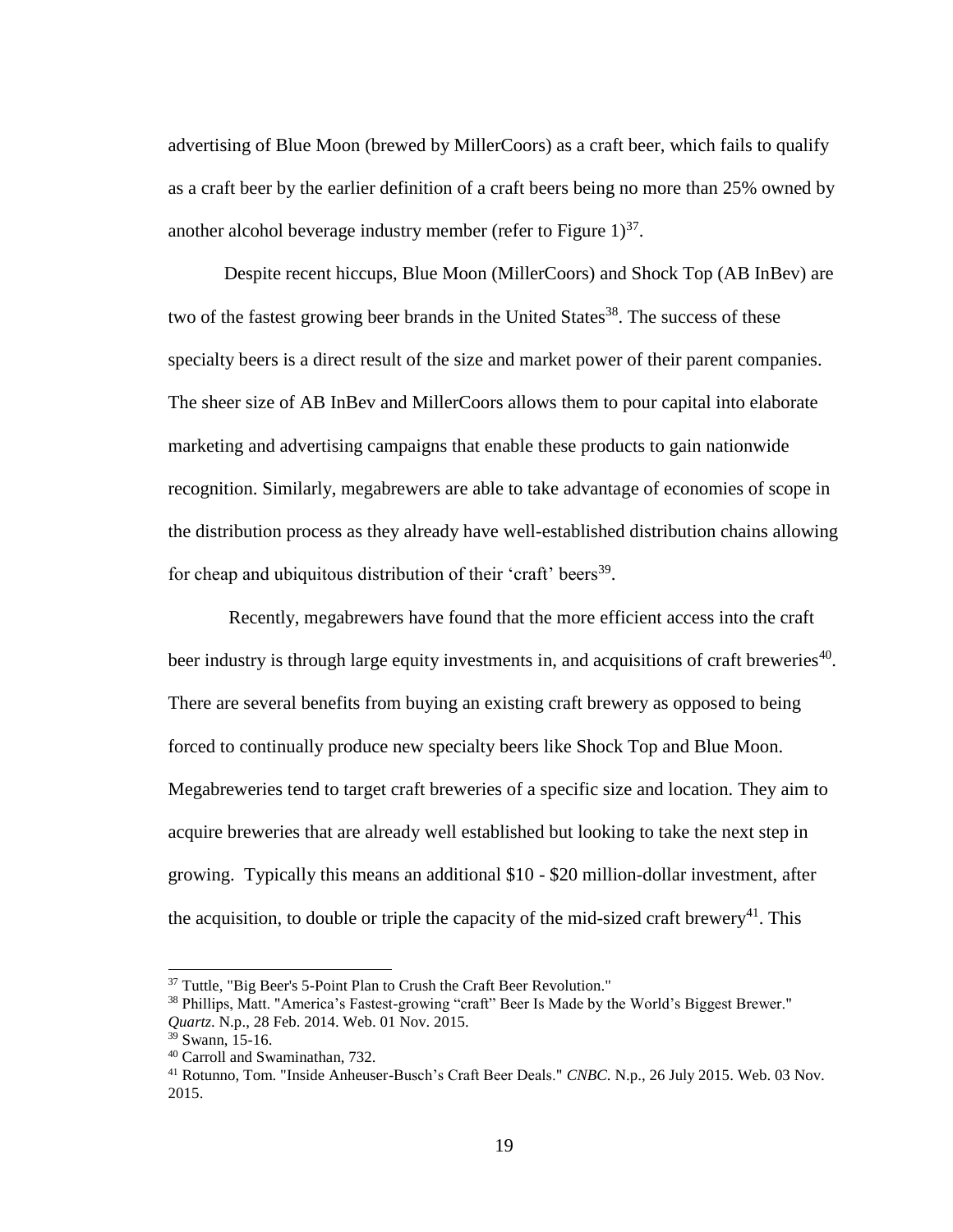advertising of Blue Moon (brewed by MillerCoors) as a craft beer, which fails to qualify as a craft beer by the earlier definition of a craft beers being no more than 25% owned by another alcohol beverage industry member (refer to Figure 1)[37].

Despite recent hiccups, Blue Moon (MillerCoors) and Shock Top (AB InBev) are two of the fastest growing beer brands in the United States[38]. The success of these specialty beers is a direct result of the size and market power of their parent companies. The sheer size of AB InBev and MillerCoors allows them to pour capital into elaborate marketing and advertising campaigns that enable these products to gain nationwide recognition. Similarly, megabrewers are able to take advantage of economies of scope in the distribution process as they already have well-established distribution chains allowing for cheap and ubiquitous distribution of their 'craft' beers[39].

Recently, megabrewers have found that the more efficient access into the craft beer industry is through large equity investments in, and acquisitions of craft breweries[40]. There are several benefits from buying an existing craft brewery as opposed to being forced to continually produce new specialty beers like Shock Top and Blue Moon. Megabreweries tend to target craft breweries of a specific size and location. They aim to acquire breweries that are already well established but looking to take the next step in growing. Typically this means an additional $10 - $20 million-dollar investment, after the acquisition, to double or triple the capacity of the mid-sized craft brewery[41]. This

---

[37] Tuttle, "Big Beer's 5-Point Plan to Crush the Craft Beer Revolution."

[38] Phillips, Matt. "America's Fastest-growing "craft" Beer Is Made by the World's Biggest Brewer." *Quartz*. N.p., 28 Feb. 2014. Web. 01 Nov. 2015.

[39] Swann, 15-16.

[40] Carroll and Swaminathan, 732.

[41] Rotunno, Tom. "Inside Anheuser-Busch's Craft Beer Deals." *CNBC*. N.p., 26 July 2015. Web. 03 Nov. 2015.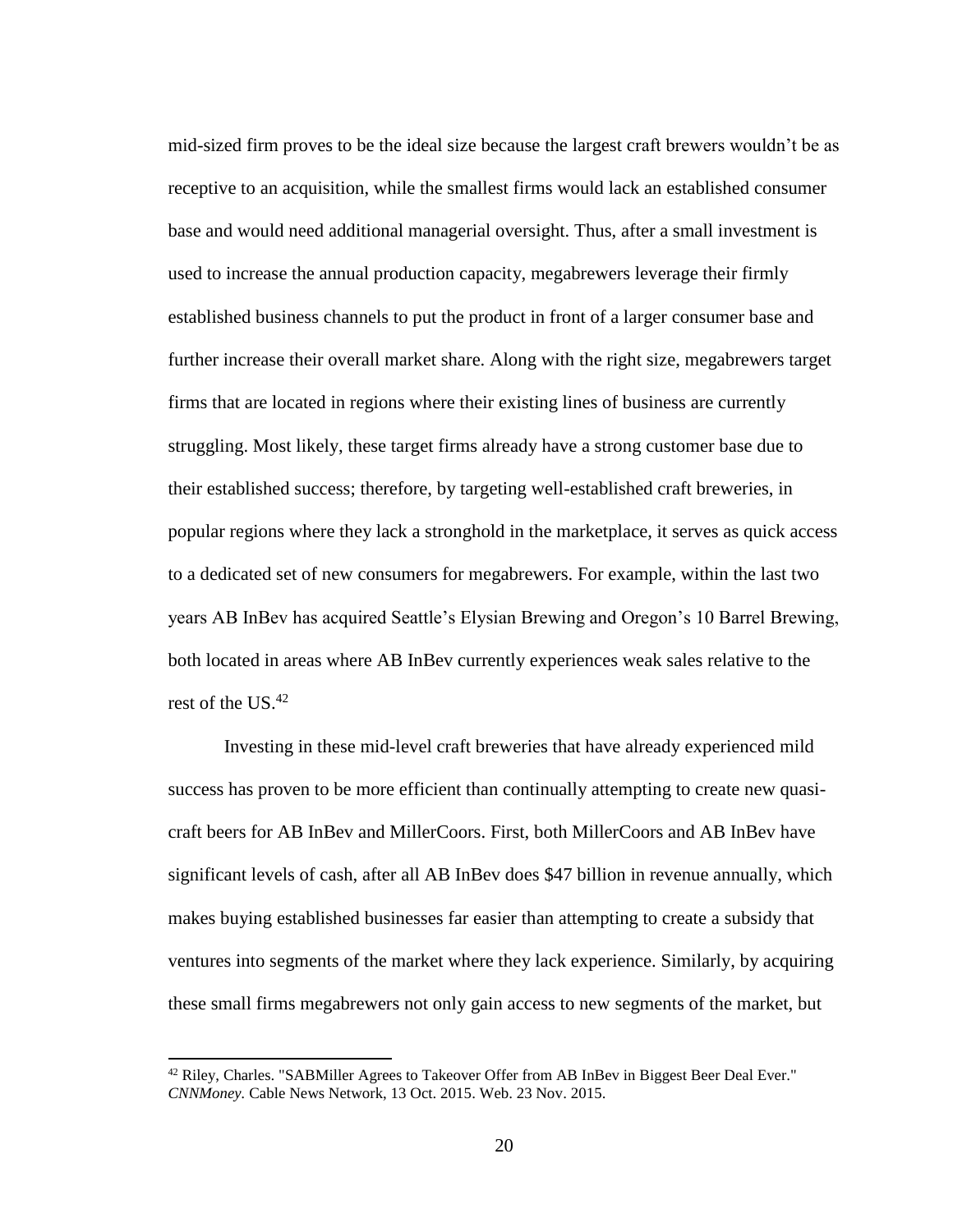mid-sized firm proves to be the ideal size because the largest craft brewers wouldn't be as receptive to an acquisition, while the smallest firms would lack an established consumer base and would need additional managerial oversight. Thus, after a small investment is used to increase the annual production capacity, megabrewers leverage their firmly established business channels to put the product in front of a larger consumer base and further increase their overall market share. Along with the right size, megabrewers target firms that are located in regions where their existing lines of business are currently struggling. Most likely, these target firms already have a strong customer base due to their established success; therefore, by targeting well-established craft breweries, in popular regions where they lack a stronghold in the marketplace, it serves as quick access to a dedicated set of new consumers for megabrewers. For example, within the last two years AB InBev has acquired Seattle's Elysian Brewing and Oregon's 10 Barrel Brewing, both located in areas where AB InBev currently experiences weak sales relative to the rest of the US.[42]

Investing in these mid-level craft breweries that have already experienced mild success has proven to be more efficient than continually attempting to create new quasi-craft beers for AB InBev and MillerCoors. First, both MillerCoors and AB InBev have significant levels of cash, after all AB InBev does $47 billion in revenue annually, which makes buying established businesses far easier than attempting to create a subsidy that ventures into segments of the market where they lack experience. Similarly, by acquiring these small firms megabrewers not only gain access to new segments of the market, but

[42] Riley, Charles. "SABMiller Agrees to Takeover Offer from AB InBev in Biggest Beer Deal Ever." *CNNMoney.* Cable News Network, 13 Oct. 2015. Web. 23 Nov. 2015.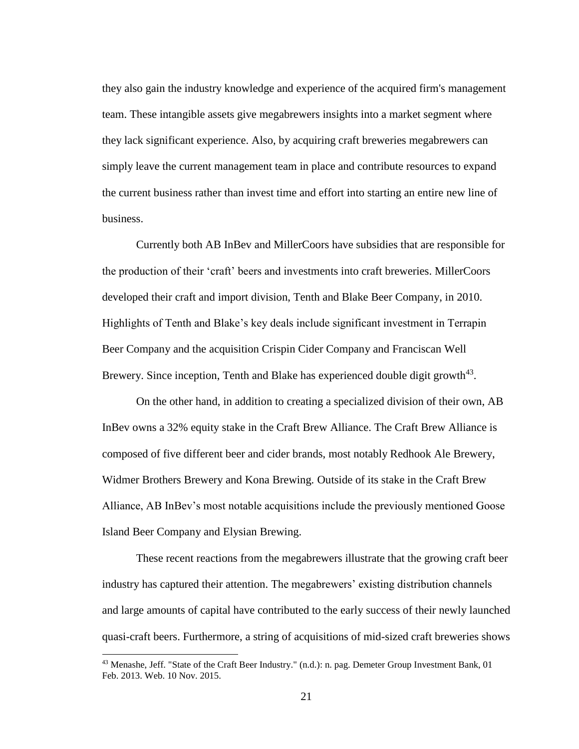they also gain the industry knowledge and experience of the acquired firm's management team. These intangible assets give megabrewers insights into a market segment where they lack significant experience. Also, by acquiring craft breweries megabrewers can simply leave the current management team in place and contribute resources to expand the current business rather than invest time and effort into starting an entire new line of business.

Currently both AB InBev and MillerCoors have subsidies that are responsible for the production of their 'craft' beers and investments into craft breweries. MillerCoors developed their craft and import division, Tenth and Blake Beer Company, in 2010. Highlights of Tenth and Blake's key deals include significant investment in Terrapin Beer Company and the acquisition Crispin Cider Company and Franciscan Well Brewery. Since inception, Tenth and Blake has experienced double digit growth[43].

On the other hand, in addition to creating a specialized division of their own, AB InBev owns a 32% equity stake in the Craft Brew Alliance. The Craft Brew Alliance is composed of five different beer and cider brands, most notably Redhook Ale Brewery, Widmer Brothers Brewery and Kona Brewing. Outside of its stake in the Craft Brew Alliance, AB InBev's most notable acquisitions include the previously mentioned Goose Island Beer Company and Elysian Brewing.

These recent reactions from the megabrewers illustrate that the growing craft beer industry has captured their attention. The megabrewers' existing distribution channels and large amounts of capital have contributed to the early success of their newly launched quasi-craft beers. Furthermore, a string of acquisitions of mid-sized craft breweries shows

---

[43] Menashe, Jeff. "State of the Craft Beer Industry." (n.d.): n. pag. Demeter Group Investment Bank, 01 Feb. 2013. Web. 10 Nov. 2015.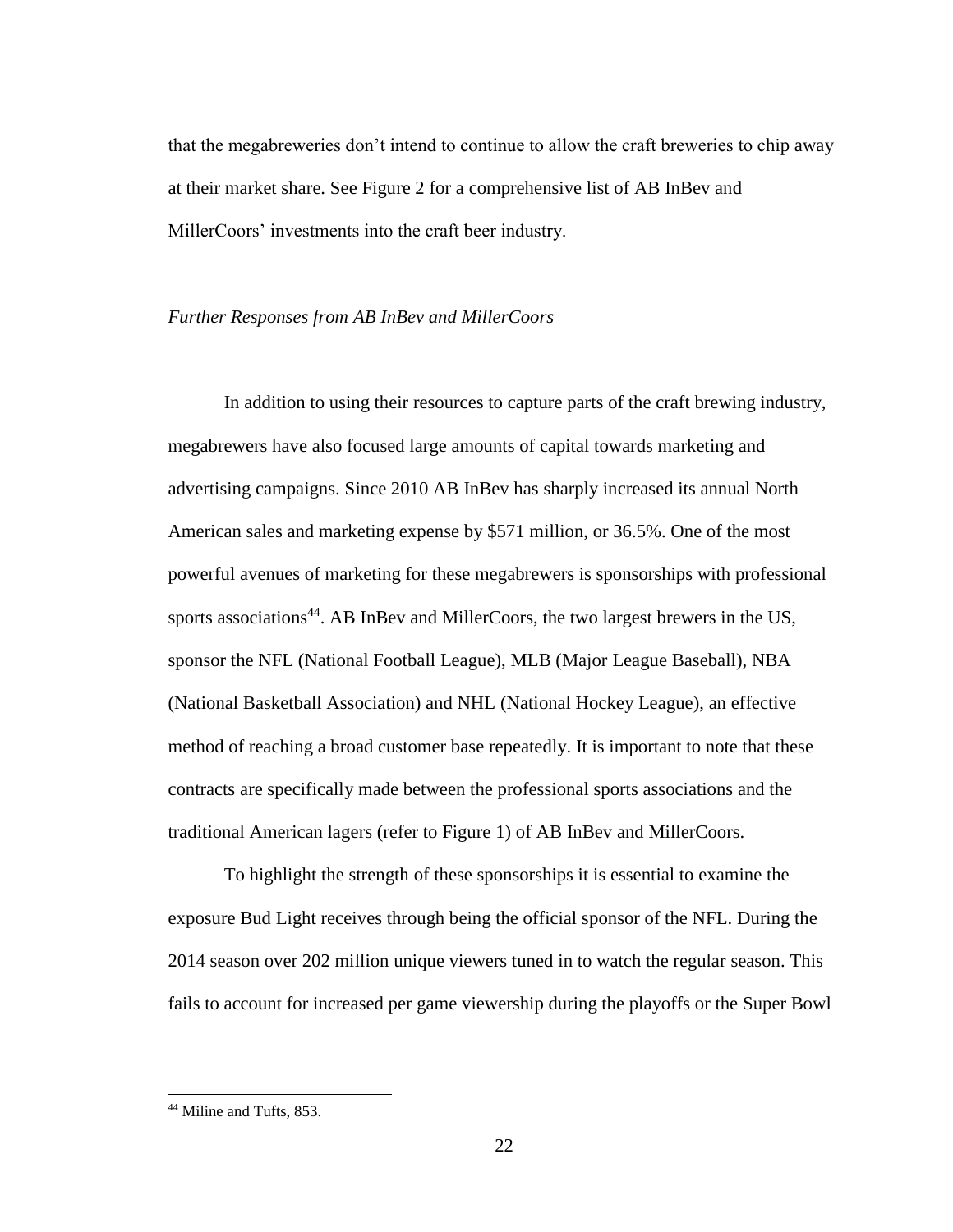that the megabreweries don't intend to continue to allow the craft breweries to chip away at their market share. See Figure 2 for a comprehensive list of AB InBev and MillerCoors' investments into the craft beer industry.

*Further Responses from AB InBev and MillerCoors*

In addition to using their resources to capture parts of the craft brewing industry, megabrewers have also focused large amounts of capital towards marketing and advertising campaigns. Since 2010 AB InBev has sharply increased its annual North American sales and marketing expense by $571 million, or 36.5%. One of the most powerful avenues of marketing for these megabrewers is sponsorships with professional sports associations[44]. AB InBev and MillerCoors, the two largest brewers in the US, sponsor the NFL (National Football League), MLB (Major League Baseball), NBA (National Basketball Association) and NHL (National Hockey League), an effective method of reaching a broad customer base repeatedly. It is important to note that these contracts are specifically made between the professional sports associations and the traditional American lagers (refer to Figure 1) of AB InBev and MillerCoors.

To highlight the strength of these sponsorships it is essential to examine the exposure Bud Light receives through being the official sponsor of the NFL. During the 2014 season over 202 million unique viewers tuned in to watch the regular season. This fails to account for increased per game viewership during the playoffs or the Super Bowl

[44] Miline and Tufts, 853.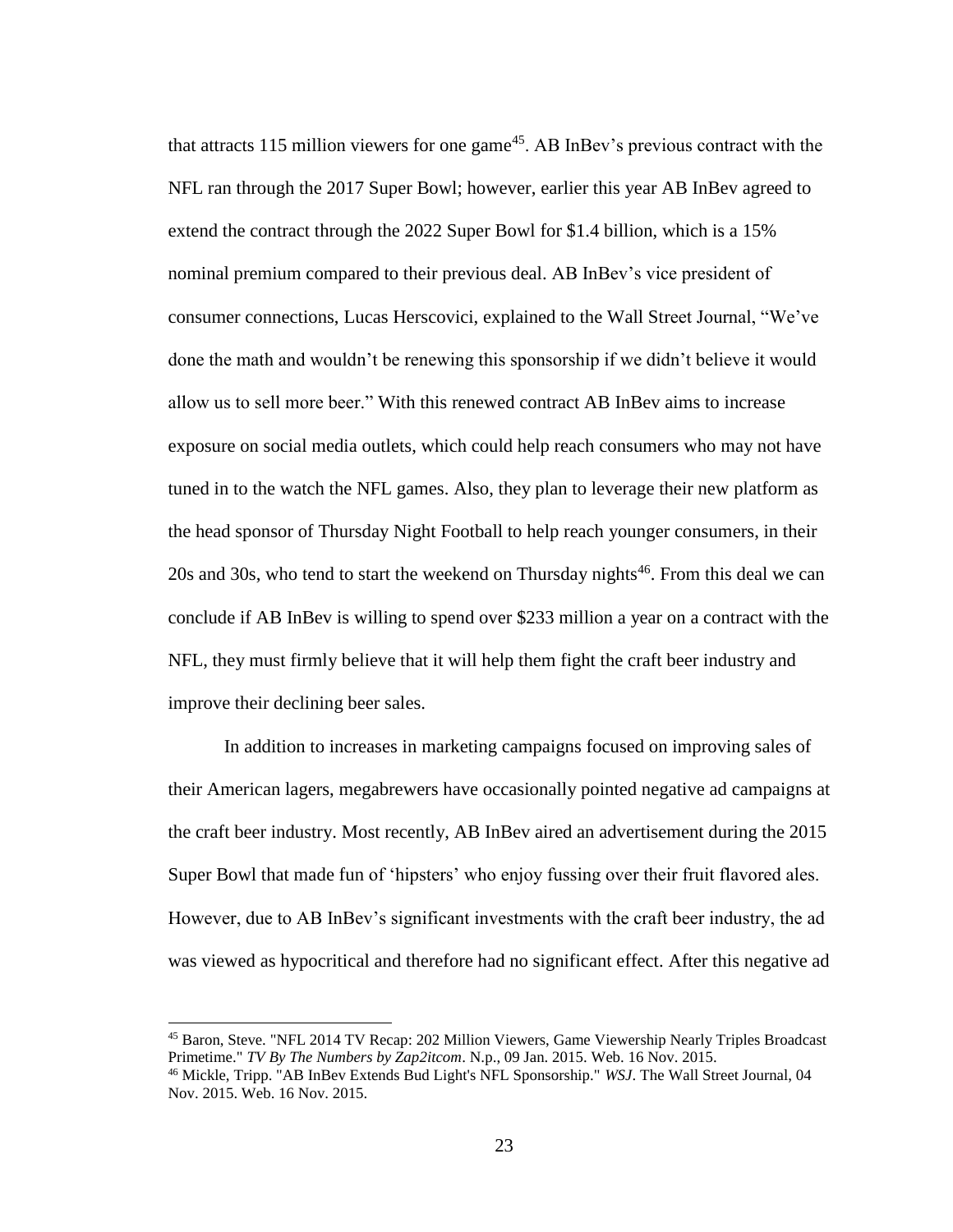that attracts 115 million viewers for one game[45]. AB InBev's previous contract with the NFL ran through the 2017 Super Bowl; however, earlier this year AB InBev agreed to extend the contract through the 2022 Super Bowl for $1.4 billion, which is a 15% nominal premium compared to their previous deal. AB InBev's vice president of consumer connections, Lucas Herscovici, explained to the Wall Street Journal, "We've done the math and wouldn't be renewing this sponsorship if we didn't believe it would allow us to sell more beer." With this renewed contract AB InBev aims to increase exposure on social media outlets, which could help reach consumers who may not have tuned in to the watch the NFL games. Also, they plan to leverage their new platform as the head sponsor of Thursday Night Football to help reach younger consumers, in their 20s and 30s, who tend to start the weekend on Thursday nights[46]. From this deal we can conclude if AB InBev is willing to spend over $233 million a year on a contract with the NFL, they must firmly believe that it will help them fight the craft beer industry and improve their declining beer sales.

In addition to increases in marketing campaigns focused on improving sales of their American lagers, megabrewers have occasionally pointed negative ad campaigns at the craft beer industry. Most recently, AB InBev aired an advertisement during the 2015 Super Bowl that made fun of 'hipsters' who enjoy fussing over their fruit flavored ales. However, due to AB InBev's significant investments with the craft beer industry, the ad was viewed as hypocritical and therefore had no significant effect. After this negative ad

---

[45] Baron, Steve. "NFL 2014 TV Recap: 202 Million Viewers, Game Viewership Nearly Triples Broadcast Primetime." *TV By The Numbers by Zap2itcom*. N.p., 09 Jan. 2015. Web. 16 Nov. 2015.

[46] Mickle, Tripp. "AB InBev Extends Bud Light's NFL Sponsorship." *WSJ*. The Wall Street Journal, 04 Nov. 2015. Web. 16 Nov. 2015.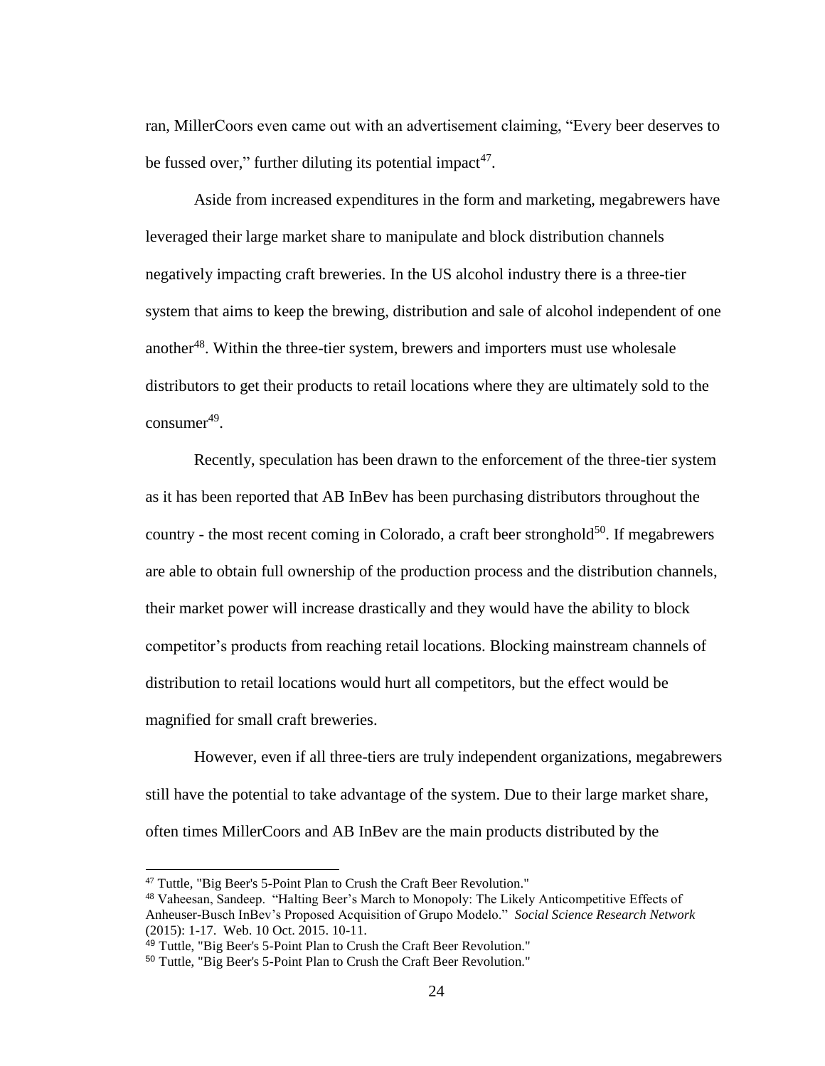ran, MillerCoors even came out with an advertisement claiming, "Every beer deserves to be fussed over," further diluting its potential impact[47].

Aside from increased expenditures in the form and marketing, megabrewers have leveraged their large market share to manipulate and block distribution channels negatively impacting craft breweries. In the US alcohol industry there is a three-tier system that aims to keep the brewing, distribution and sale of alcohol independent of one another[48]. Within the three-tier system, brewers and importers must use wholesale distributors to get their products to retail locations where they are ultimately sold to the consumer[49].

Recently, speculation has been drawn to the enforcement of the three-tier system as it has been reported that AB InBev has been purchasing distributors throughout the country - the most recent coming in Colorado, a craft beer stronghold[50]. If megabrewers are able to obtain full ownership of the production process and the distribution channels, their market power will increase drastically and they would have the ability to block competitor's products from reaching retail locations. Blocking mainstream channels of distribution to retail locations would hurt all competitors, but the effect would be magnified for small craft breweries.

However, even if all three-tiers are truly independent organizations, megabrewers still have the potential to take advantage of the system. Due to their large market share, often times MillerCoors and AB InBev are the main products distributed by the

---

[47] Tuttle, "Big Beer's 5-Point Plan to Crush the Craft Beer Revolution."

[48] Vaheesan, Sandeep. "Halting Beer's March to Monopoly: The Likely Anticompetitive Effects of Anheuser-Busch InBev's Proposed Acquisition of Grupo Modelo." *Social Science Research Network* (2015): 1-17. Web. 10 Oct. 2015. 10-11.

[49] Tuttle, "Big Beer's 5-Point Plan to Crush the Craft Beer Revolution."

[50] Tuttle, "Big Beer's 5-Point Plan to Crush the Craft Beer Revolution."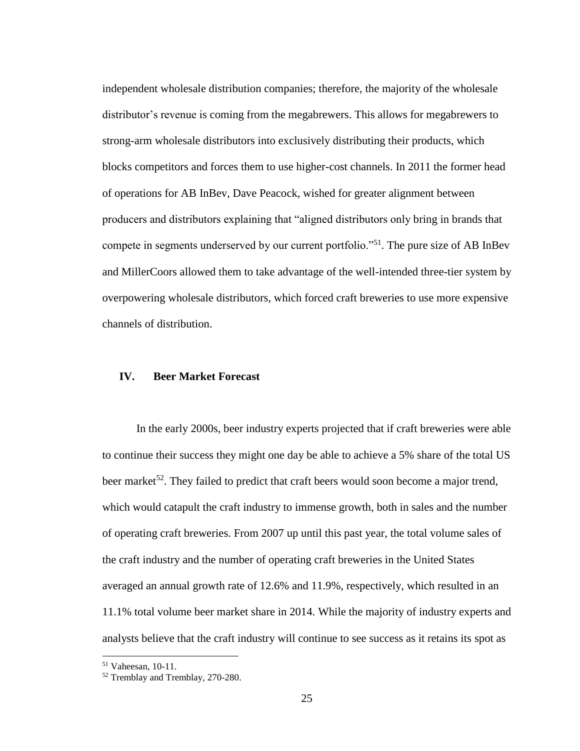independent wholesale distribution companies; therefore, the majority of the wholesale distributor's revenue is coming from the megabrewers. This allows for megabrewers to strong-arm wholesale distributors into exclusively distributing their products, which blocks competitors and forces them to use higher-cost channels. In 2011 the former head of operations for AB InBev, Dave Peacock, wished for greater alignment between producers and distributors explaining that "aligned distributors only bring in brands that compete in segments underserved by our current portfolio."[51]. The pure size of AB InBev and MillerCoors allowed them to take advantage of the well-intended three-tier system by overpowering wholesale distributors, which forced craft breweries to use more expensive channels of distribution.

## IV. Beer Market Forecast

In the early 2000s, beer industry experts projected that if craft breweries were able to continue their success they might one day be able to achieve a 5% share of the total US beer market[52]. They failed to predict that craft beers would soon become a major trend, which would catapult the craft industry to immense growth, both in sales and the number of operating craft breweries. From 2007 up until this past year, the total volume sales of the craft industry and the number of operating craft breweries in the United States averaged an annual growth rate of 12.6% and 11.9%, respectively, which resulted in an 11.1% total volume beer market share in 2014. While the majority of industry experts and analysts believe that the craft industry will continue to see success as it retains its spot as

---

[51] Vaheesan, 10-11.

[52] Tremblay and Tremblay, 270-280.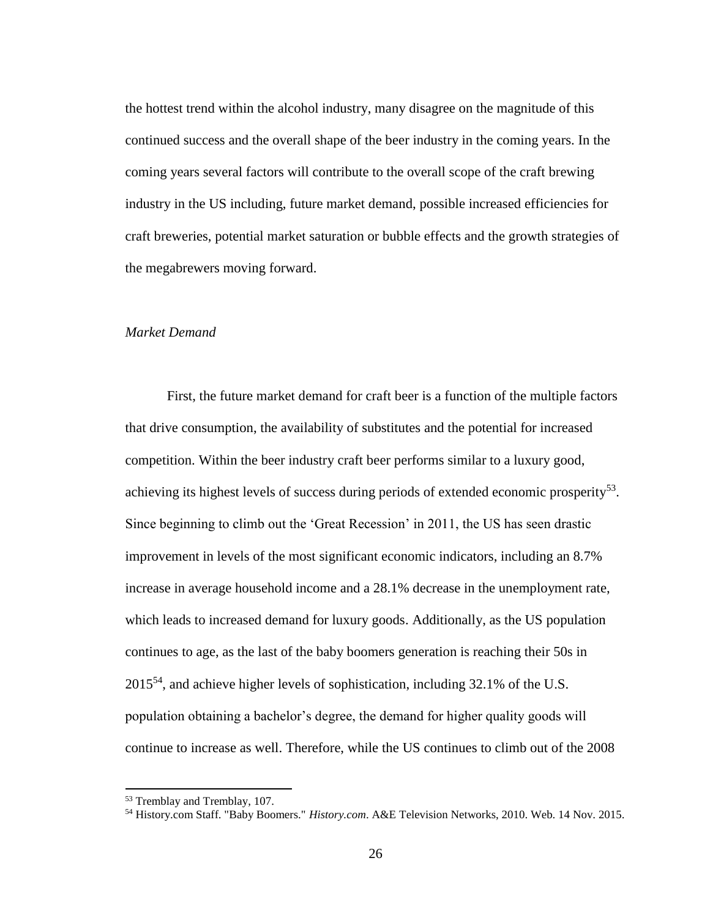the hottest trend within the alcohol industry, many disagree on the magnitude of this continued success and the overall shape of the beer industry in the coming years. In the coming years several factors will contribute to the overall scope of the craft brewing industry in the US including, future market demand, possible increased efficiencies for craft breweries, potential market saturation or bubble effects and the growth strategies of the megabrewers moving forward.

*Market Demand*

First, the future market demand for craft beer is a function of the multiple factors that drive consumption, the availability of substitutes and the potential for increased competition. Within the beer industry craft beer performs similar to a luxury good, achieving its highest levels of success during periods of extended economic prosperity[53]. Since beginning to climb out the 'Great Recession' in 2011, the US has seen drastic improvement in levels of the most significant economic indicators, including an 8.7% increase in average household income and a 28.1% decrease in the unemployment rate, which leads to increased demand for luxury goods. Additionally, as the US population continues to age, as the last of the baby boomers generation is reaching their 50s in 2015[54], and achieve higher levels of sophistication, including 32.1% of the U.S. population obtaining a bachelor's degree, the demand for higher quality goods will continue to increase as well. Therefore, while the US continues to climb out of the 2008

---

[53] Tremblay and Tremblay, 107.

[54] History.com Staff. "Baby Boomers." *History.com*. A&E Television Networks, 2010. Web. 14 Nov. 2015.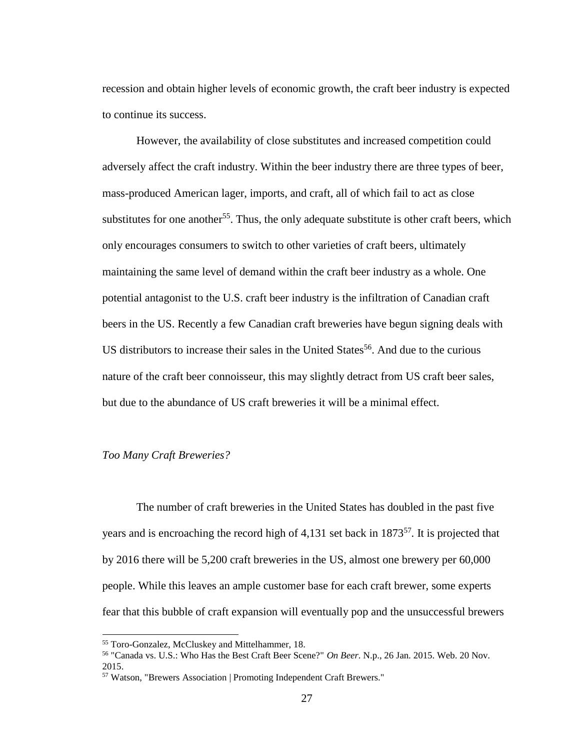recession and obtain higher levels of economic growth, the craft beer industry is expected to continue its success.

However, the availability of close substitutes and increased competition could adversely affect the craft industry. Within the beer industry there are three types of beer, mass-produced American lager, imports, and craft, all of which fail to act as close substitutes for one another[55]. Thus, the only adequate substitute is other craft beers, which only encourages consumers to switch to other varieties of craft beers, ultimately maintaining the same level of demand within the craft beer industry as a whole. One potential antagonist to the U.S. craft beer industry is the infiltration of Canadian craft beers in the US. Recently a few Canadian craft breweries have begun signing deals with US distributors to increase their sales in the United States[56]. And due to the curious nature of the craft beer connoisseur, this may slightly detract from US craft beer sales, but due to the abundance of US craft breweries it will be a minimal effect.

*Too Many Craft Breweries?*

The number of craft breweries in the United States has doubled in the past five years and is encroaching the record high of 4,131 set back in 1873[57]. It is projected that by 2016 there will be 5,200 craft breweries in the US, almost one brewery per 60,000 people. While this leaves an ample customer base for each craft brewer, some experts fear that this bubble of craft expansion will eventually pop and the unsuccessful brewers

---

[55] Toro-Gonzalez, McCluskey and Mittelhammer, 18.

[56] "Canada vs. U.S.: Who Has the Best Craft Beer Scene?" *On Beer*. N.p., 26 Jan. 2015. Web. 20 Nov. 2015.

[57] Watson, "Brewers Association | Promoting Independent Craft Brewers."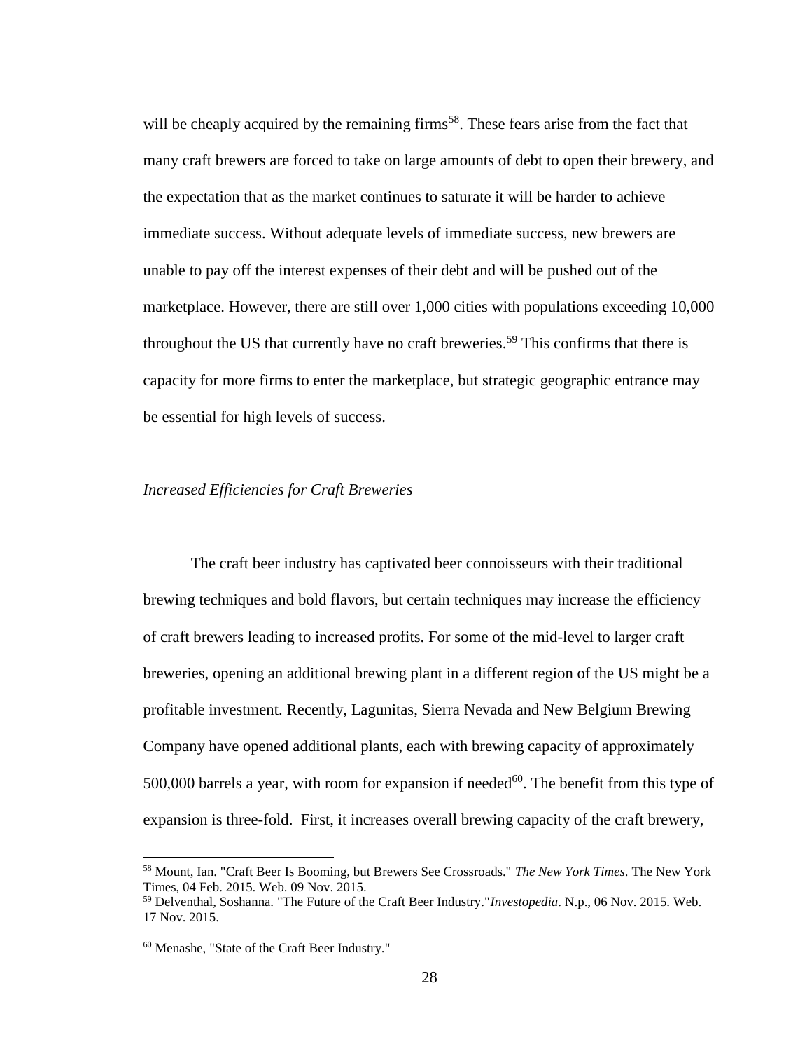will be cheaply acquired by the remaining firms[58]. These fears arise from the fact that many craft brewers are forced to take on large amounts of debt to open their brewery, and the expectation that as the market continues to saturate it will be harder to achieve immediate success. Without adequate levels of immediate success, new brewers are unable to pay off the interest expenses of their debt and will be pushed out of the marketplace. However, there are still over 1,000 cities with populations exceeding 10,000 throughout the US that currently have no craft breweries.[59] This confirms that there is capacity for more firms to enter the marketplace, but strategic geographic entrance may be essential for high levels of success.

*Increased Efficiencies for Craft Breweries*

The craft beer industry has captivated beer connoisseurs with their traditional brewing techniques and bold flavors, but certain techniques may increase the efficiency of craft brewers leading to increased profits. For some of the mid-level to larger craft breweries, opening an additional brewing plant in a different region of the US might be a profitable investment. Recently, Lagunitas, Sierra Nevada and New Belgium Brewing Company have opened additional plants, each with brewing capacity of approximately 500,000 barrels a year, with room for expansion if needed[60]. The benefit from this type of expansion is three-fold. First, it increases overall brewing capacity of the craft brewery,

---

[58] Mount, Ian. "Craft Beer Is Booming, but Brewers See Crossroads." *The New York Times*. The New York Times, 04 Feb. 2015. Web. 09 Nov. 2015.

[59] Delventhal, Soshanna. "The Future of the Craft Beer Industry."*Investopedia*. N.p., 06 Nov. 2015. Web. 17 Nov. 2015.

[60] Menashe, "State of the Craft Beer Industry."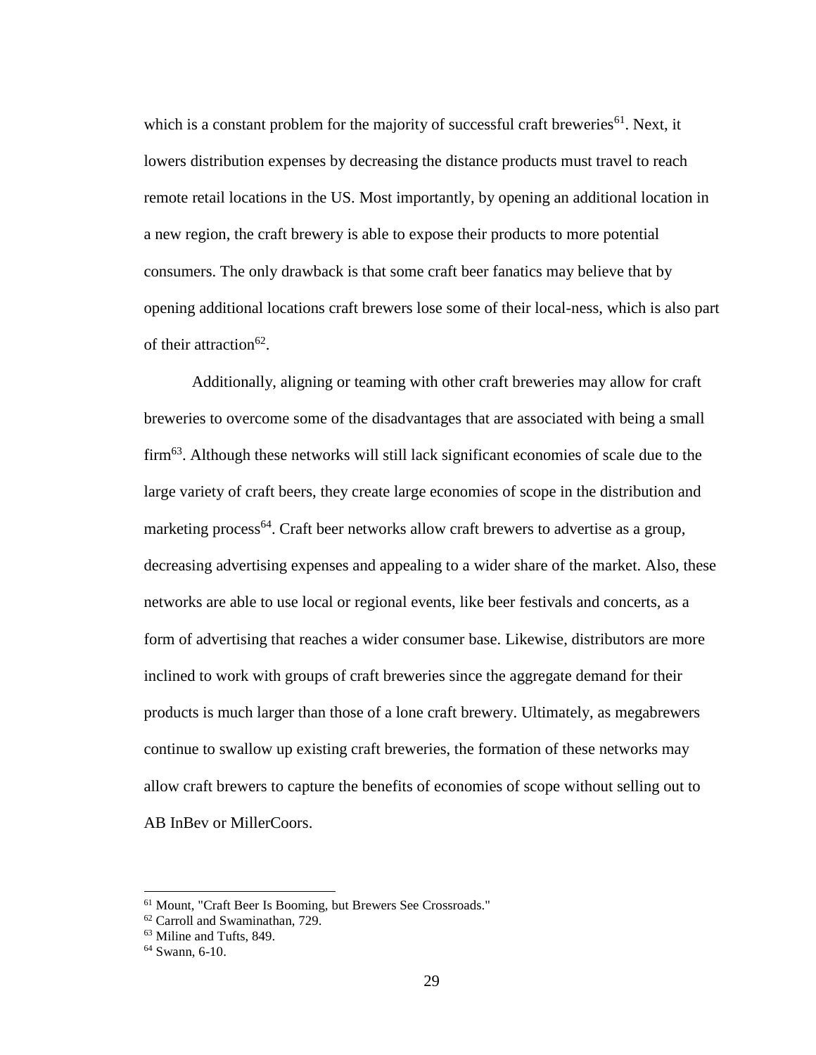which is a constant problem for the majority of successful craft breweries[61]. Next, it lowers distribution expenses by decreasing the distance products must travel to reach remote retail locations in the US. Most importantly, by opening an additional location in a new region, the craft brewery is able to expose their products to more potential consumers. The only drawback is that some craft beer fanatics may believe that by opening additional locations craft brewers lose some of their local-ness, which is also part of their attraction[62].

Additionally, aligning or teaming with other craft breweries may allow for craft breweries to overcome some of the disadvantages that are associated with being a small firm[63]. Although these networks will still lack significant economies of scale due to the large variety of craft beers, they create large economies of scope in the distribution and marketing process[64]. Craft beer networks allow craft brewers to advertise as a group, decreasing advertising expenses and appealing to a wider share of the market. Also, these networks are able to use local or regional events, like beer festivals and concerts, as a form of advertising that reaches a wider consumer base. Likewise, distributors are more inclined to work with groups of craft breweries since the aggregate demand for their products is much larger than those of a lone craft brewery. Ultimately, as megabrewers continue to swallow up existing craft breweries, the formation of these networks may allow craft brewers to capture the benefits of economies of scope without selling out to AB InBev or MillerCoors.

---

[61] Mount, "Craft Beer Is Booming, but Brewers See Crossroads."

[62] Carroll and Swaminathan, 729.

[63] Miline and Tufts, 849.

[64] Swann, 6-10.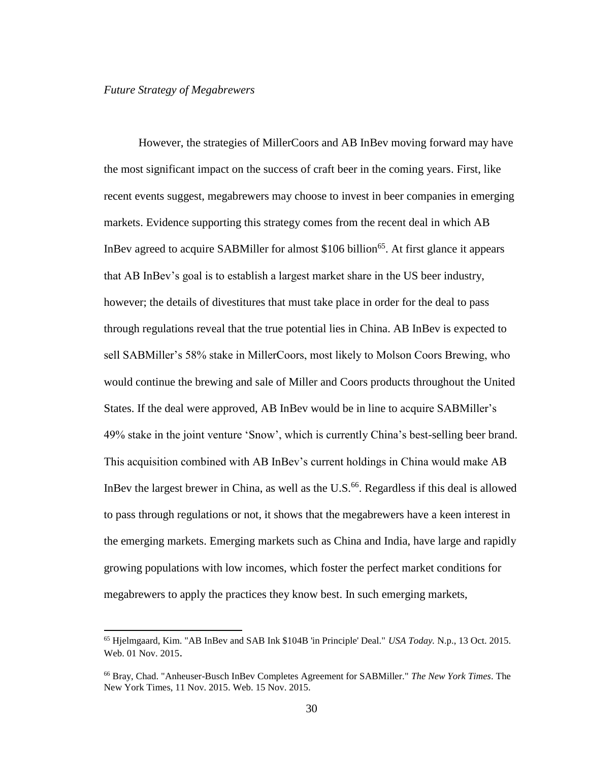*Future Strategy of Megabrewers*

However, the strategies of MillerCoors and AB InBev moving forward may have the most significant impact on the success of craft beer in the coming years. First, like recent events suggest, megabrewers may choose to invest in beer companies in emerging markets. Evidence supporting this strategy comes from the recent deal in which AB InBev agreed to acquire SABMiller for almost $106 billion[65]. At first glance it appears that AB InBev's goal is to establish a largest market share in the US beer industry, however; the details of divestitures that must take place in order for the deal to pass through regulations reveal that the true potential lies in China. AB InBev is expected to sell SABMiller's 58% stake in MillerCoors, most likely to Molson Coors Brewing, who would continue the brewing and sale of Miller and Coors products throughout the United States. If the deal were approved, AB InBev would be in line to acquire SABMiller's 49% stake in the joint venture 'Snow', which is currently China's best-selling beer brand. This acquisition combined with AB InBev's current holdings in China would make AB InBev the largest brewer in China, as well as the U.S.[66]. Regardless if this deal is allowed to pass through regulations or not, it shows that the megabrewers have a keen interest in the emerging markets. Emerging markets such as China and India, have large and rapidly growing populations with low incomes, which foster the perfect market conditions for megabrewers to apply the practices they know best. In such emerging markets,

---

[65] Hjelmgaard, Kim. "AB InBev and SAB Ink $104B 'in Principle' Deal." *USA Today.* N.p., 13 Oct. 2015. Web. 01 Nov. 2015.

[66] Bray, Chad. "Anheuser-Busch InBev Completes Agreement for SABMiller." *The New York Times*. The New York Times, 11 Nov. 2015. Web. 15 Nov. 2015.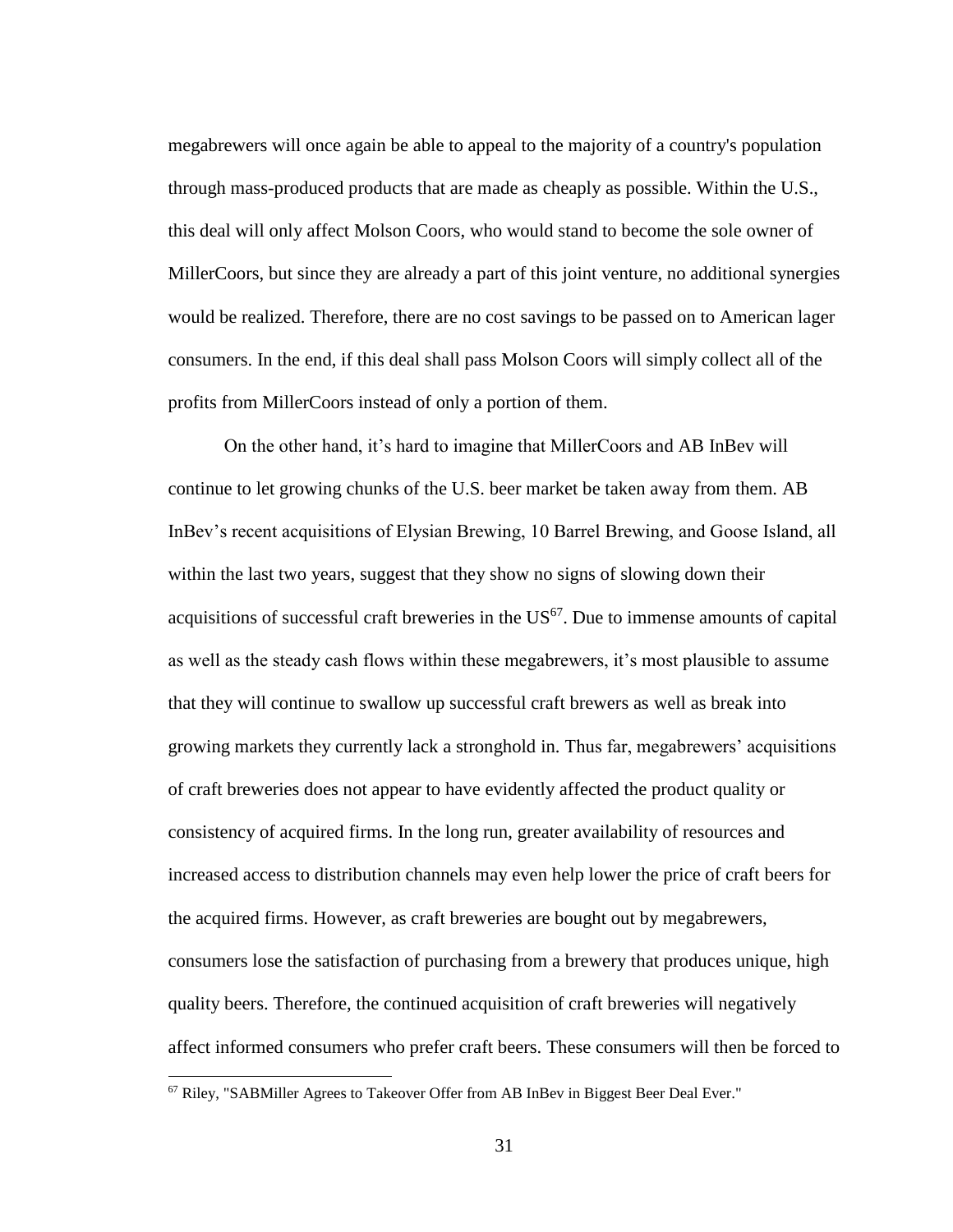megabrewers will once again be able to appeal to the majority of a country's population through mass-produced products that are made as cheaply as possible. Within the U.S., this deal will only affect Molson Coors, who would stand to become the sole owner of MillerCoors, but since they are already a part of this joint venture, no additional synergies would be realized. Therefore, there are no cost savings to be passed on to American lager consumers. In the end, if this deal shall pass Molson Coors will simply collect all of the profits from MillerCoors instead of only a portion of them.

On the other hand, it's hard to imagine that MillerCoors and AB InBev will continue to let growing chunks of the U.S. beer market be taken away from them. AB InBev's recent acquisitions of Elysian Brewing, 10 Barrel Brewing, and Goose Island, all within the last two years, suggest that they show no signs of slowing down their acquisitions of successful craft breweries in the US[67]. Due to immense amounts of capital as well as the steady cash flows within these megabrewers, it's most plausible to assume that they will continue to swallow up successful craft brewers as well as break into growing markets they currently lack a stronghold in. Thus far, megabrewers' acquisitions of craft breweries does not appear to have evidently affected the product quality or consistency of acquired firms. In the long run, greater availability of resources and increased access to distribution channels may even help lower the price of craft beers for the acquired firms. However, as craft breweries are bought out by megabrewers, consumers lose the satisfaction of purchasing from a brewery that produces unique, high quality beers. Therefore, the continued acquisition of craft breweries will negatively affect informed consumers who prefer craft beers. These consumers will then be forced to

[67] Riley, "SABMiller Agrees to Takeover Offer from AB InBev in Biggest Beer Deal Ever."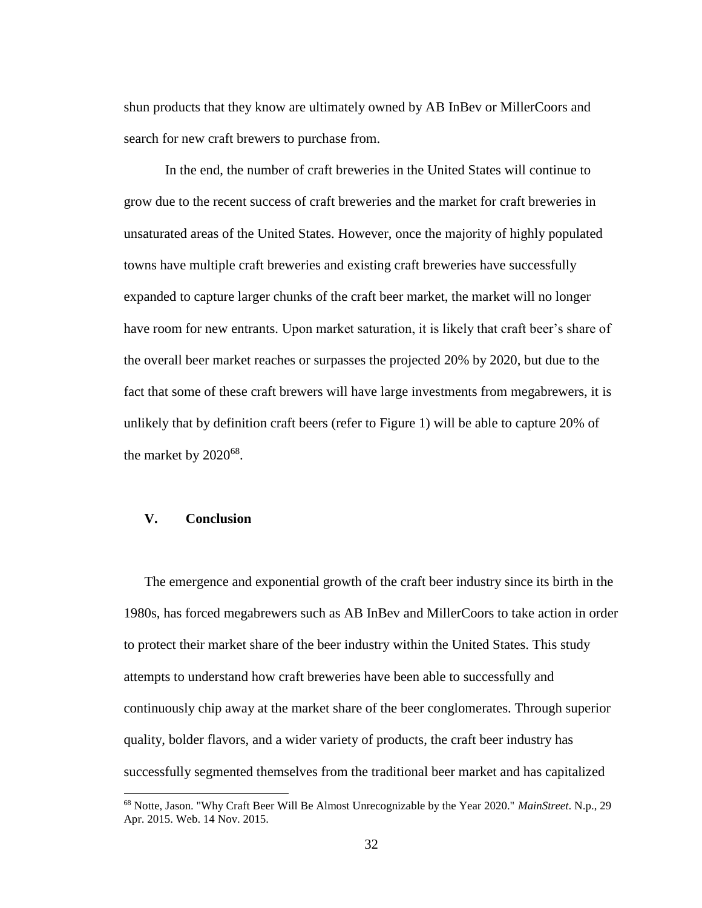shun products that they know are ultimately owned by AB InBev or MillerCoors and search for new craft brewers to purchase from.

In the end, the number of craft breweries in the United States will continue to grow due to the recent success of craft breweries and the market for craft breweries in unsaturated areas of the United States. However, once the majority of highly populated towns have multiple craft breweries and existing craft breweries have successfully expanded to capture larger chunks of the craft beer market, the market will no longer have room for new entrants. Upon market saturation, it is likely that craft beer's share of the overall beer market reaches or surpasses the projected 20% by 2020, but due to the fact that some of these craft brewers will have large investments from megabrewers, it is unlikely that by definition craft beers (refer to Figure 1) will be able to capture 20% of the market by 2020[68].

## V. Conclusion

The emergence and exponential growth of the craft beer industry since its birth in the 1980s, has forced megabrewers such as AB InBev and MillerCoors to take action in order to protect their market share of the beer industry within the United States. This study attempts to understand how craft breweries have been able to successfully and continuously chip away at the market share of the beer conglomerates. Through superior quality, bolder flavors, and a wider variety of products, the craft beer industry has successfully segmented themselves from the traditional beer market and has capitalized

[68] Notte, Jason. "Why Craft Beer Will Be Almost Unrecognizable by the Year 2020." *MainStreet*. N.p., 29 Apr. 2015. Web. 14 Nov. 2015.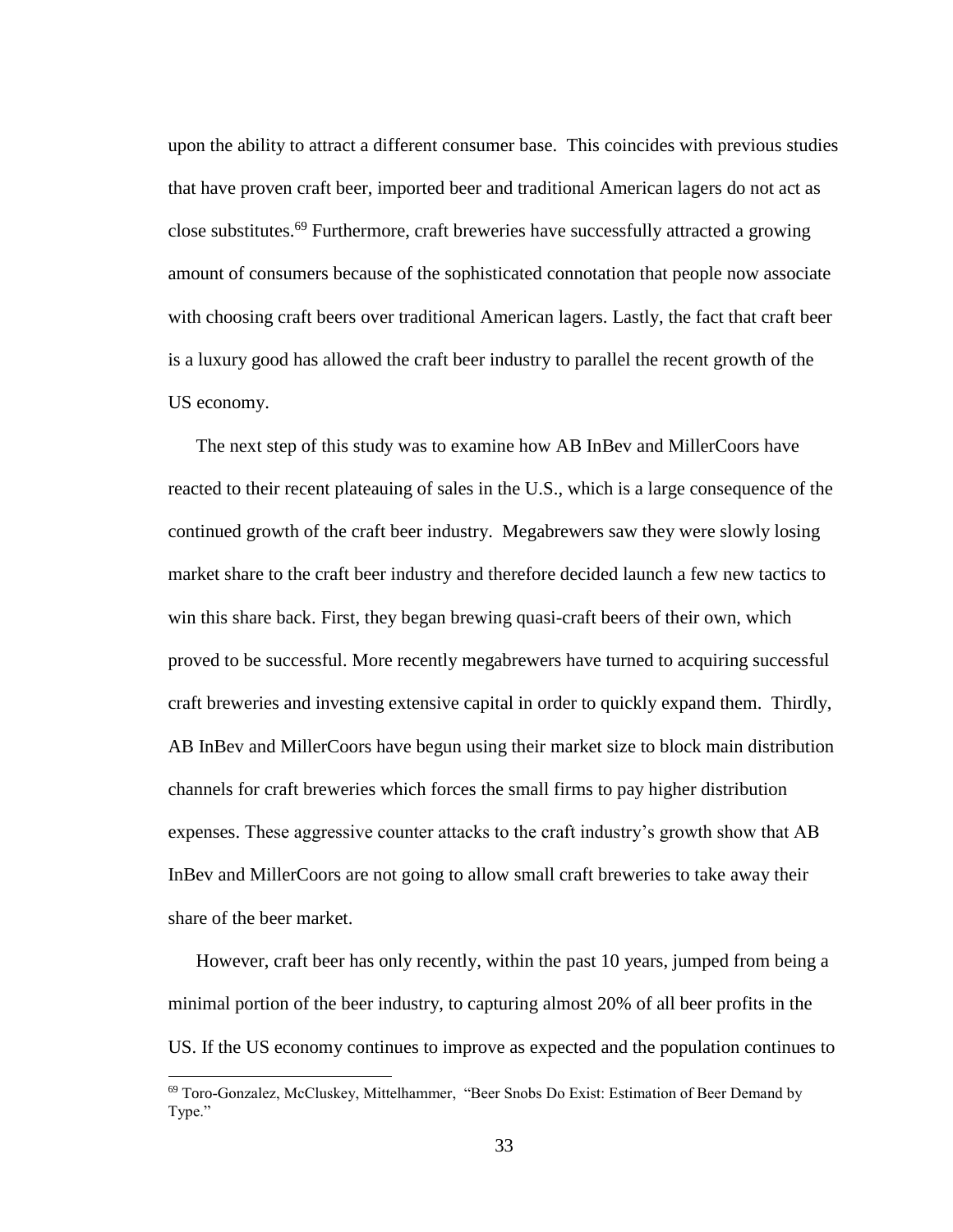upon the ability to attract a different consumer base. This coincides with previous studies that have proven craft beer, imported beer and traditional American lagers do not act as close substitutes.[69] Furthermore, craft breweries have successfully attracted a growing amount of consumers because of the sophisticated connotation that people now associate with choosing craft beers over traditional American lagers. Lastly, the fact that craft beer is a luxury good has allowed the craft beer industry to parallel the recent growth of the US economy.

The next step of this study was to examine how AB InBev and MillerCoors have reacted to their recent plateauing of sales in the U.S., which is a large consequence of the continued growth of the craft beer industry. Megabrewers saw they were slowly losing market share to the craft beer industry and therefore decided launch a few new tactics to win this share back. First, they began brewing quasi-craft beers of their own, which proved to be successful. More recently megabrewers have turned to acquiring successful craft breweries and investing extensive capital in order to quickly expand them. Thirdly, AB InBev and MillerCoors have begun using their market size to block main distribution channels for craft breweries which forces the small firms to pay higher distribution expenses. These aggressive counter attacks to the craft industry's growth show that AB InBev and MillerCoors are not going to allow small craft breweries to take away their share of the beer market.

However, craft beer has only recently, within the past 10 years, jumped from being a minimal portion of the beer industry, to capturing almost 20% of all beer profits in the US. If the US economy continues to improve as expected and the population continues to

---

[69] Toro-Gonzalez, McCluskey, Mittelhammer, "Beer Snobs Do Exist: Estimation of Beer Demand by Type."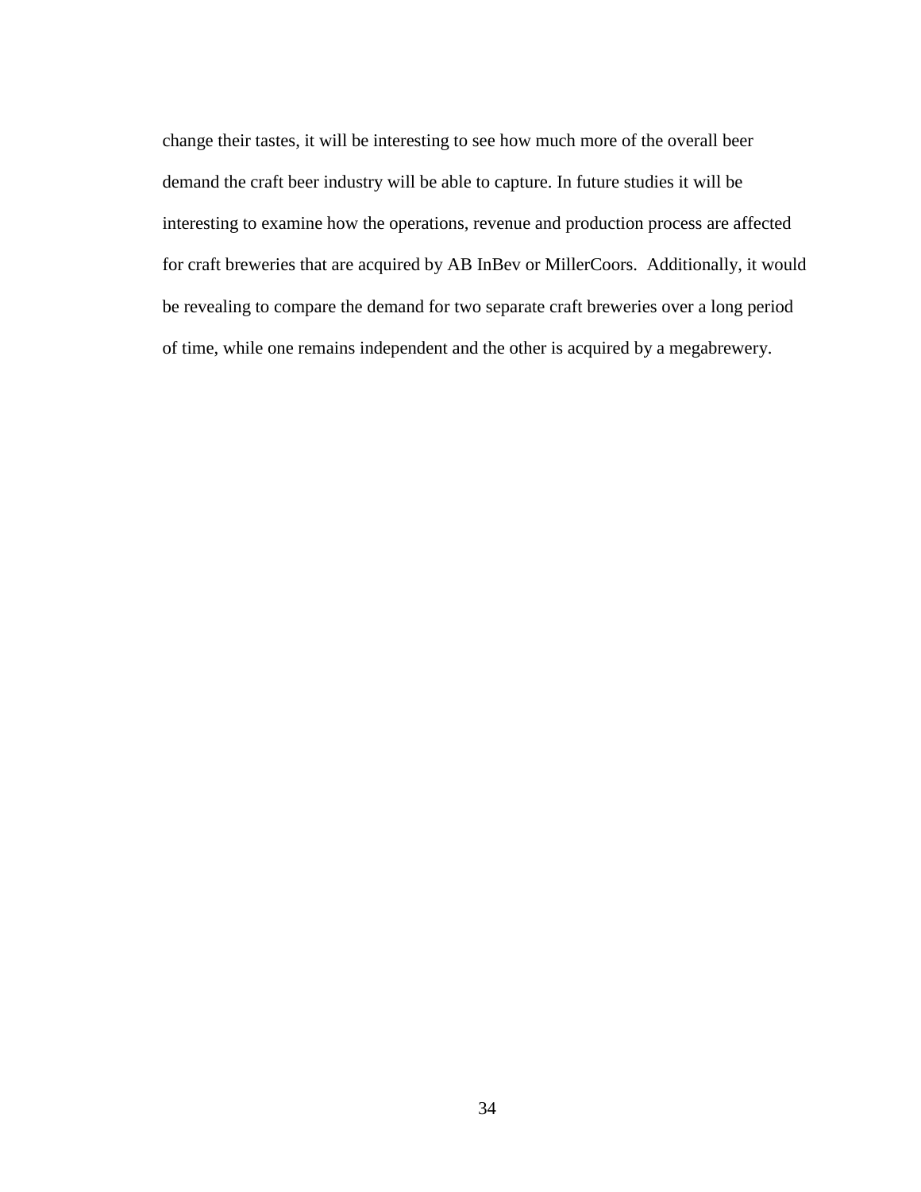change their tastes, it will be interesting to see how much more of the overall beer demand the craft beer industry will be able to capture. In future studies it will be interesting to examine how the operations, revenue and production process are affected for craft breweries that are acquired by AB InBev or MillerCoors. Additionally, it would be revealing to compare the demand for two separate craft breweries over a long period of time, while one remains independent and the other is acquired by a megabrewery.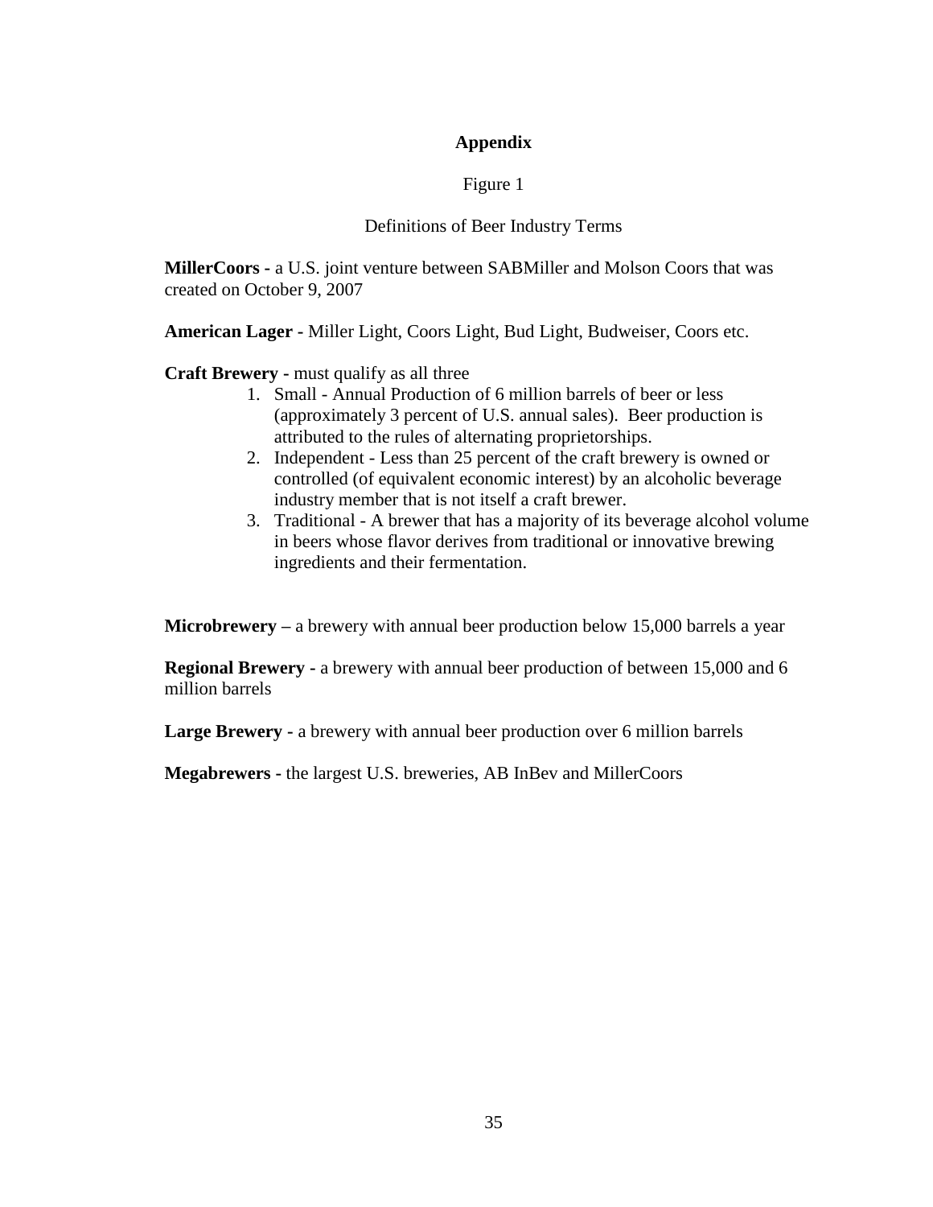## Appendix

Figure 1

Definitions of Beer Industry Terms

**MillerCoors -** a U.S. joint venture between SABMiller and Molson Coors that was created on October 9, 2007

**American Lager -** Miller Light, Coors Light, Bud Light, Budweiser, Coors etc.

**Craft Brewery -** must qualify as all three

1. Small - Annual Production of 6 million barrels of beer or less (approximately 3 percent of U.S. annual sales). Beer production is attributed to the rules of alternating proprietorships.
2. Independent - Less than 25 percent of the craft brewery is owned or controlled (of equivalent economic interest) by an alcoholic beverage industry member that is not itself a craft brewer.
3. Traditional - A brewer that has a majority of its beverage alcohol volume in beers whose flavor derives from traditional or innovative brewing ingredients and their fermentation.

**Microbrewery –** a brewery with annual beer production below 15,000 barrels a year

**Regional Brewery -** a brewery with annual beer production of between 15,000 and 6 million barrels

**Large Brewery -** a brewery with annual beer production over 6 million barrels

**Megabrewers -** the largest U.S. breweries, AB InBev and MillerCoors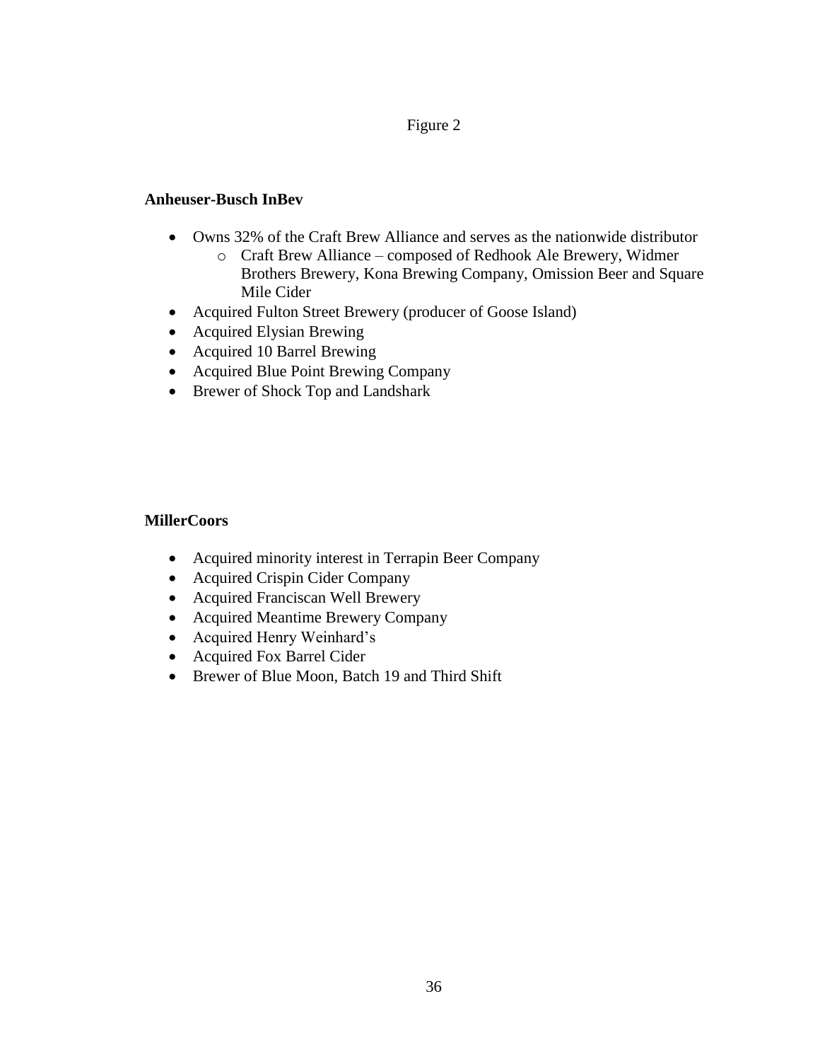Figure 2

**Anheuser-Busch InBev**

- Owns 32% of the Craft Brew Alliance and serves as the nationwide distributor
    - Craft Brew Alliance – composed of Redhook Ale Brewery, Widmer Brothers Brewery, Kona Brewing Company, Omission Beer and Square Mile Cider
- Acquired Fulton Street Brewery (producer of Goose Island)
- Acquired Elysian Brewing
- Acquired 10 Barrel Brewing
- Acquired Blue Point Brewing Company
- Brewer of Shock Top and Landshark

**MillerCoors**

- Acquired minority interest in Terrapin Beer Company
- Acquired Crispin Cider Company
- Acquired Franciscan Well Brewery
- Acquired Meantime Brewery Company
- Acquired Henry Weinhard's
- Acquired Fox Barrel Cider
- Brewer of Blue Moon, Batch 19 and Third Shift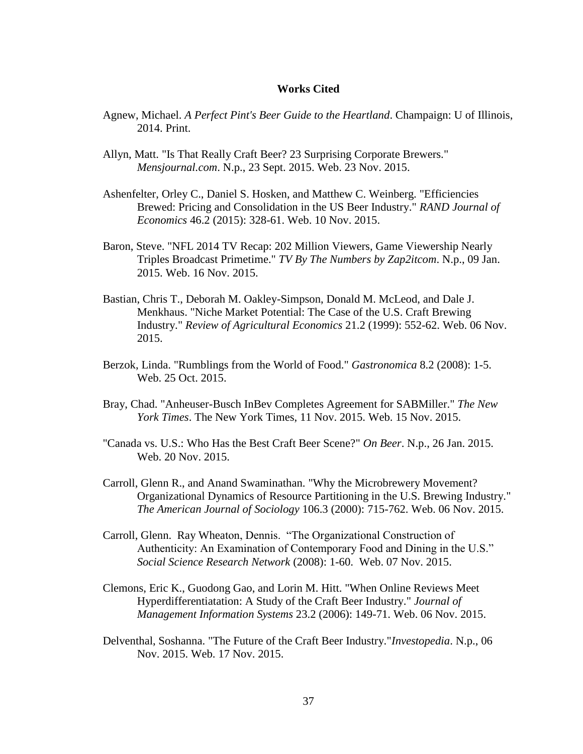# Works Cited

Agnew, Michael. *A Perfect Pint's Beer Guide to the Heartland*. Champaign: U of Illinois, 2014. Print.

Allyn, Matt. "Is That Really Craft Beer? 23 Surprising Corporate Brewers." *Mensjournal.com*. N.p., 23 Sept. 2015. Web. 23 Nov. 2015.

Ashenfelter, Orley C., Daniel S. Hosken, and Matthew C. Weinberg. "Efficiencies Brewed: Pricing and Consolidation in the US Beer Industry." *RAND Journal of Economics* 46.2 (2015): 328-61. Web. 10 Nov. 2015.

Baron, Steve. "NFL 2014 TV Recap: 202 Million Viewers, Game Viewership Nearly Triples Broadcast Primetime." *TV By The Numbers by Zap2itcom*. N.p., 09 Jan. 2015. Web. 16 Nov. 2015.

Bastian, Chris T., Deborah M. Oakley-Simpson, Donald M. McLeod, and Dale J. Menkhaus. "Niche Market Potential: The Case of the U.S. Craft Brewing Industry." *Review of Agricultural Economics* 21.2 (1999): 552-62. Web. 06 Nov. 2015.

Berzok, Linda. "Rumblings from the World of Food." *Gastronomica* 8.2 (2008): 1-5. Web. 25 Oct. 2015.

Bray, Chad. "Anheuser-Busch InBev Completes Agreement for SABMiller." *The New York Times*. The New York Times, 11 Nov. 2015. Web. 15 Nov. 2015.

"Canada vs. U.S.: Who Has the Best Craft Beer Scene?" *On Beer*. N.p., 26 Jan. 2015. Web. 20 Nov. 2015.

Carroll, Glenn R., and Anand Swaminathan. "Why the Microbrewery Movement? Organizational Dynamics of Resource Partitioning in the U.S. Brewing Industry." *The American Journal of Sociology* 106.3 (2000): 715-762. Web. 06 Nov. 2015.

Carroll, Glenn. Ray Wheaton, Dennis. "The Organizational Construction of Authenticity: An Examination of Contemporary Food and Dining in the U.S." *Social Science Research Network* (2008): 1-60. Web. 07 Nov. 2015.

Clemons, Eric K., Guodong Gao, and Lorin M. Hitt. "When Online Reviews Meet Hyperdifferentiatation: A Study of the Craft Beer Industry." *Journal of Management Information Systems* 23.2 (2006): 149-71. Web. 06 Nov. 2015.

Delventhal, Soshanna. "The Future of the Craft Beer Industry."*Investopedia*. N.p., 06 Nov. 2015. Web. 17 Nov. 2015.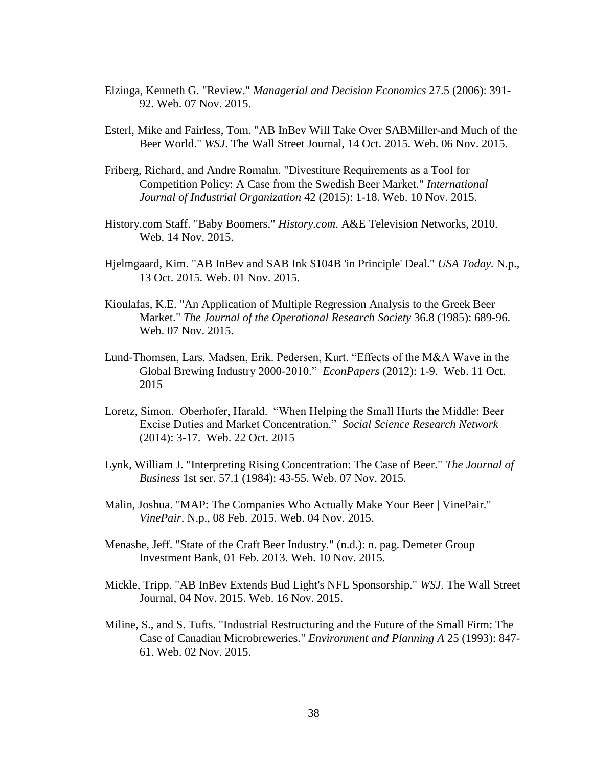Elzinga, Kenneth G. "Review." *Managerial and Decision Economics* 27.5 (2006): 391-92. Web. 07 Nov. 2015.

Esterl, Mike and Fairless, Tom. "AB InBev Will Take Over SABMiller-and Much of the Beer World." *WSJ*. The Wall Street Journal, 14 Oct. 2015. Web. 06 Nov. 2015.

Friberg, Richard, and Andre Romahn. "Divestiture Requirements as a Tool for Competition Policy: A Case from the Swedish Beer Market." *International Journal of Industrial Organization* 42 (2015): 1-18. Web. 10 Nov. 2015.

History.com Staff. "Baby Boomers." *History.com*. A&E Television Networks, 2010. Web. 14 Nov. 2015.

Hjelmgaard, Kim. "AB InBev and SAB Ink $104B 'in Principle' Deal." *USA Today.* N.p., 13 Oct. 2015. Web. 01 Nov. 2015.

Kioulafas, K.E. "An Application of Multiple Regression Analysis to the Greek Beer Market." *The Journal of the Operational Research Society* 36.8 (1985): 689-96. Web. 07 Nov. 2015.

Lund-Thomsen, Lars. Madsen, Erik. Pedersen, Kurt. "Effects of the M&A Wave in the Global Brewing Industry 2000-2010." *EconPapers* (2012): 1-9. Web. 11 Oct. 2015

Loretz, Simon. Oberhofer, Harald. "When Helping the Small Hurts the Middle: Beer Excise Duties and Market Concentration." *Social Science Research Network* (2014): 3-17. Web. 22 Oct. 2015

Lynk, William J. "Interpreting Rising Concentration: The Case of Beer." *The Journal of Business* 1st ser. 57.1 (1984): 43-55. Web. 07 Nov. 2015.

Malin, Joshua. "MAP: The Companies Who Actually Make Your Beer | VinePair." *VinePair*. N.p., 08 Feb. 2015. Web. 04 Nov. 2015.

Menashe, Jeff. "State of the Craft Beer Industry." (n.d.): n. pag. Demeter Group Investment Bank, 01 Feb. 2013. Web. 10 Nov. 2015.

Mickle, Tripp. "AB InBev Extends Bud Light's NFL Sponsorship." *WSJ*. The Wall Street Journal, 04 Nov. 2015. Web. 16 Nov. 2015.

Miline, S., and S. Tufts. "Industrial Restructuring and the Future of the Small Firm: The Case of Canadian Microbreweries." *Environment and Planning A* 25 (1993): 847-61. Web. 02 Nov. 2015.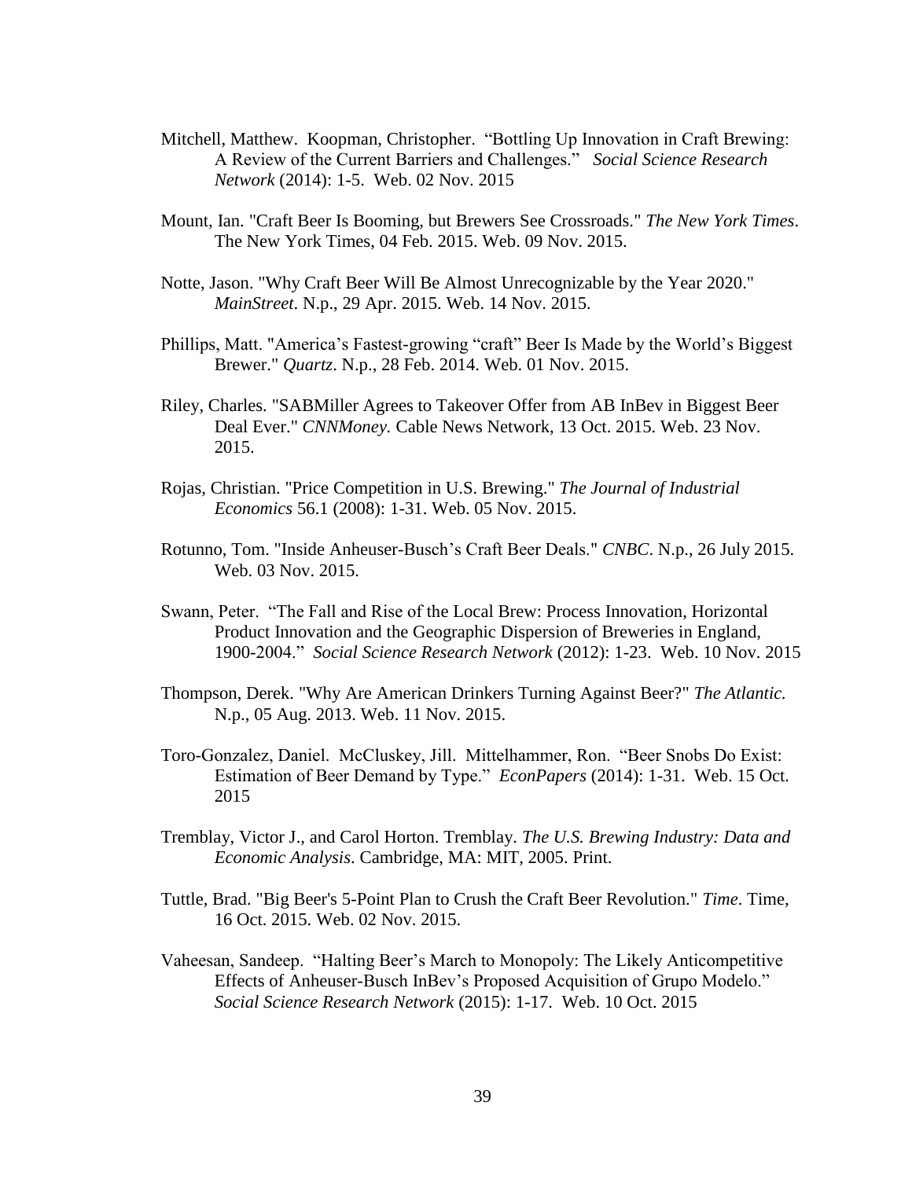Mitchell, Matthew. Koopman, Christopher. "Bottling Up Innovation in Craft Brewing: A Review of the Current Barriers and Challenges." *Social Science Research Network* (2014): 1-5. Web. 02 Nov. 2015

Mount, Ian. "Craft Beer Is Booming, but Brewers See Crossroads." *The New York Times*. The New York Times, 04 Feb. 2015. Web. 09 Nov. 2015.

Notte, Jason. "Why Craft Beer Will Be Almost Unrecognizable by the Year 2020." *MainStreet*. N.p., 29 Apr. 2015. Web. 14 Nov. 2015.

Phillips, Matt. "America's Fastest-growing "craft" Beer Is Made by the World's Biggest Brewer." *Quartz*. N.p., 28 Feb. 2014. Web. 01 Nov. 2015.

Riley, Charles. "SABMiller Agrees to Takeover Offer from AB InBev in Biggest Beer Deal Ever." *CNNMoney.* Cable News Network, 13 Oct. 2015. Web. 23 Nov. 2015.

Rojas, Christian. "Price Competition in U.S. Brewing." *The Journal of Industrial Economics* 56.1 (2008): 1-31. Web. 05 Nov. 2015.

Rotunno, Tom. "Inside Anheuser-Busch's Craft Beer Deals." *CNBC*. N.p., 26 July 2015. Web. 03 Nov. 2015.

Swann, Peter. "The Fall and Rise of the Local Brew: Process Innovation, Horizontal Product Innovation and the Geographic Dispersion of Breweries in England, 1900-2004." *Social Science Research Network* (2012): 1-23. Web. 10 Nov. 2015

Thompson, Derek. "Why Are American Drinkers Turning Against Beer?" *The Atlantic.* N.p., 05 Aug. 2013. Web. 11 Nov. 2015.

Toro-Gonzalez, Daniel. McCluskey, Jill. Mittelhammer, Ron. "Beer Snobs Do Exist: Estimation of Beer Demand by Type." *EconPapers* (2014): 1-31. Web. 15 Oct. 2015

Tremblay, Victor J., and Carol Horton. Tremblay. *The U.S. Brewing Industry: Data and Economic Analysis*. Cambridge, MA: MIT, 2005. Print.

Tuttle, Brad. "Big Beer's 5-Point Plan to Crush the Craft Beer Revolution." *Time*. Time, 16 Oct. 2015. Web. 02 Nov. 2015.

Vaheesan, Sandeep. "Halting Beer's March to Monopoly: The Likely Anticompetitive Effects of Anheuser-Busch InBev's Proposed Acquisition of Grupo Modelo." *Social Science Research Network* (2015): 1-17. Web. 10 Oct. 2015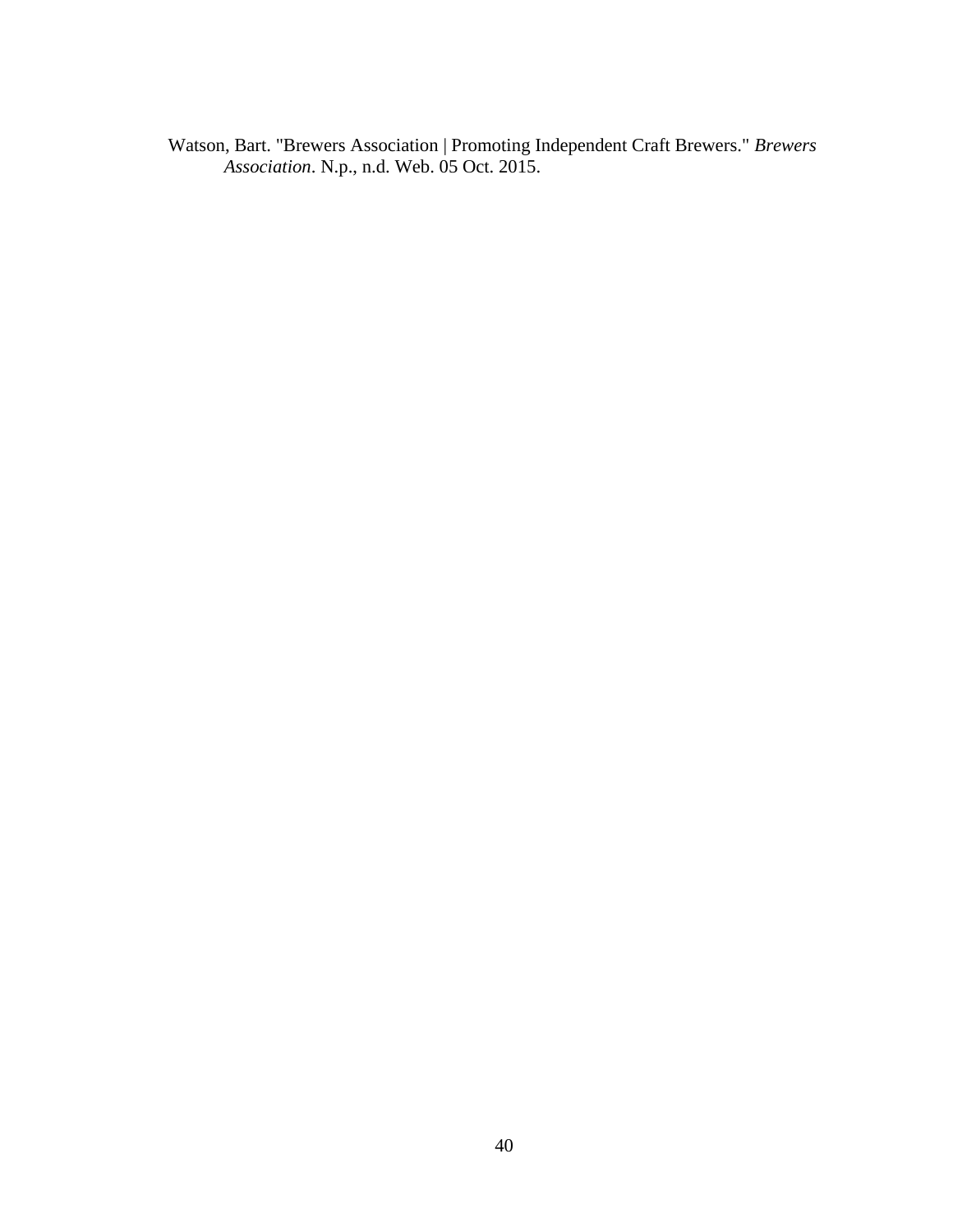Watson, Bart. "Brewers Association | Promoting Independent Craft Brewers." *Brewers Association*. N.p., n.d. Web. 05 Oct. 2015.